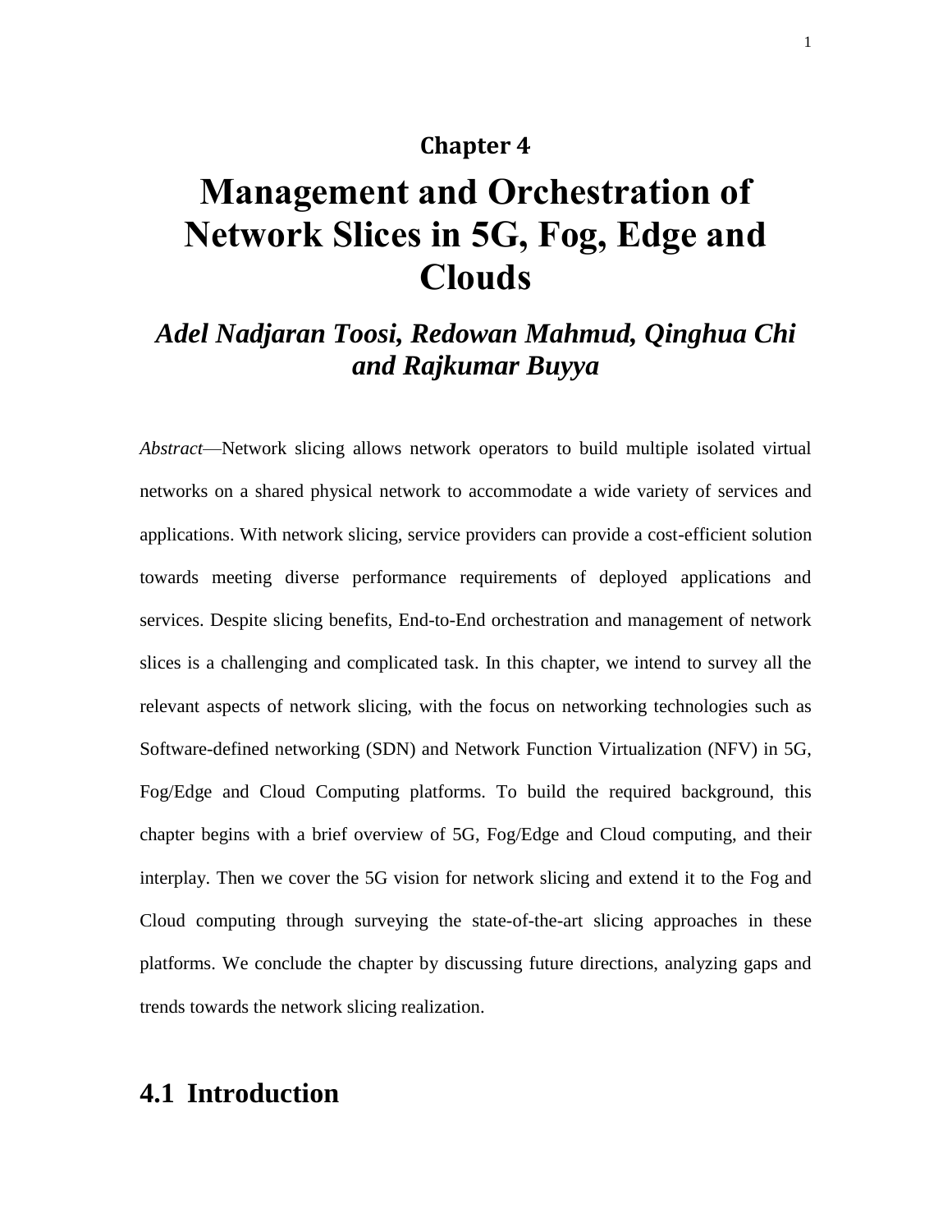**Chapter 4**

# Management and Orchestration of Network Slices in 5G, Fog, Edge and Clouds

### *Adel Nadjaran Toosi, Redowan Mahmud, Qinghua Chi and Rajkumar Buyya*

*Abstract*—Network slicing allows network operators to build multiple isolated virtual networks on a shared physical network to accommodate a wide variety of services and applications. With network slicing, service providers can provide a cost-efficient solution towards meeting diverse performance requirements of deployed applications and services. Despite slicing benefits, End-to-End orchestration and management of network slices is a challenging and complicated task. In this chapter, we intend to survey all the relevant aspects of network slicing, with the focus on networking technologies such as Software-defined networking (SDN) and Network Function Virtualization (NFV) in 5G, Fog/Edge and Cloud Computing platforms. To build the required background, this chapter begins with a brief overview of 5G, Fog/Edge and Cloud computing, and their interplay. Then we cover the 5G vision for network slicing and extend it to the Fog and Cloud computing through surveying the state-of-the-art slicing approaches in these platforms. We conclude the chapter by discussing future directions, analyzing gaps and trends towards the network slicing realization.

## 4.1 Introduction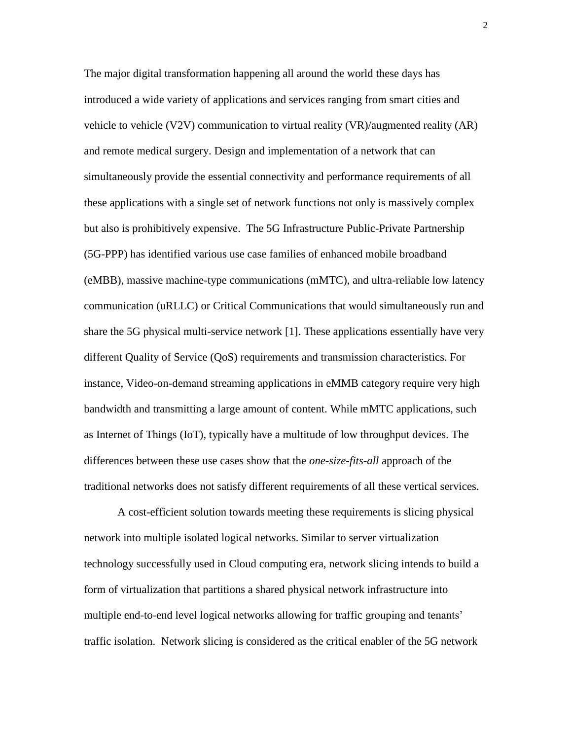The major digital transformation happening all around the world these days has introduced a wide variety of applications and services ranging from smart cities and vehicle to vehicle (V2V) communication to virtual reality (VR)/augmented reality (AR) and remote medical surgery. Design and implementation of a network that can simultaneously provide the essential connectivity and performance requirements of all these applications with a single set of network functions not only is massively complex but also is prohibitively expensive. The 5G Infrastructure Public-Private Partnership (5G-PPP) has identified various use case families of enhanced mobile broadband (eMBB), massive machine-type communications (mMTC), and ultra-reliable low latency communication (uRLLC) or Critical Communications that would simultaneously run and share the 5G physical multi-service network [1]. These applications essentially have very different Quality of Service (QoS) requirements and transmission characteristics. For instance, Video-on-demand streaming applications in eMMB category require very high bandwidth and transmitting a large amount of content. While mMTC applications, such as Internet of Things (IoT), typically have a multitude of low throughput devices. The differences between these use cases show that the *one-size-fits-all* approach of the traditional networks does not satisfy different requirements of all these vertical services.

A cost-efficient solution towards meeting these requirements is slicing physical network into multiple isolated logical networks. Similar to server virtualization technology successfully used in Cloud computing era, network slicing intends to build a form of virtualization that partitions a shared physical network infrastructure into multiple end-to-end level logical networks allowing for traffic grouping and tenants' traffic isolation. Network slicing is considered as the critical enabler of the 5G network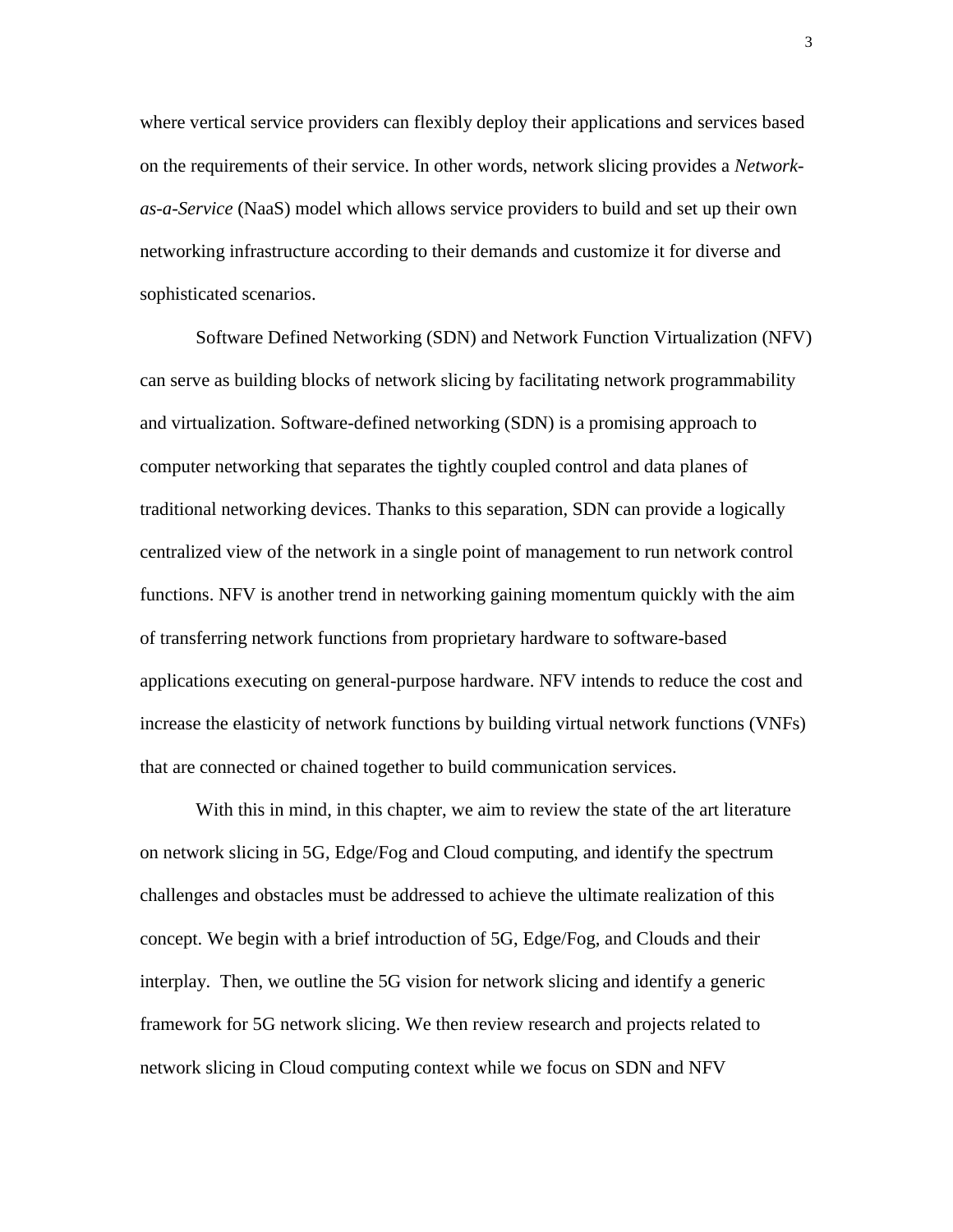where vertical service providers can flexibly deploy their applications and services based on the requirements of their service. In other words, network slicing provides a *Network-as-a-Service* (NaaS) model which allows service providers to build and set up their own networking infrastructure according to their demands and customize it for diverse and sophisticated scenarios.

Software Defined Networking (SDN) and Network Function Virtualization (NFV) can serve as building blocks of network slicing by facilitating network programmability and virtualization. Software-defined networking (SDN) is a promising approach to computer networking that separates the tightly coupled control and data planes of traditional networking devices. Thanks to this separation, SDN can provide a logically centralized view of the network in a single point of management to run network control functions. NFV is another trend in networking gaining momentum quickly with the aim of transferring network functions from proprietary hardware to software-based applications executing on general-purpose hardware. NFV intends to reduce the cost and increase the elasticity of network functions by building virtual network functions (VNFs) that are connected or chained together to build communication services.

With this in mind, in this chapter, we aim to review the state of the art literature on network slicing in 5G, Edge/Fog and Cloud computing, and identify the spectrum challenges and obstacles must be addressed to achieve the ultimate realization of this concept. We begin with a brief introduction of 5G, Edge/Fog, and Clouds and their interplay. Then, we outline the 5G vision for network slicing and identify a generic framework for 5G network slicing. We then review research and projects related to network slicing in Cloud computing context while we focus on SDN and NFV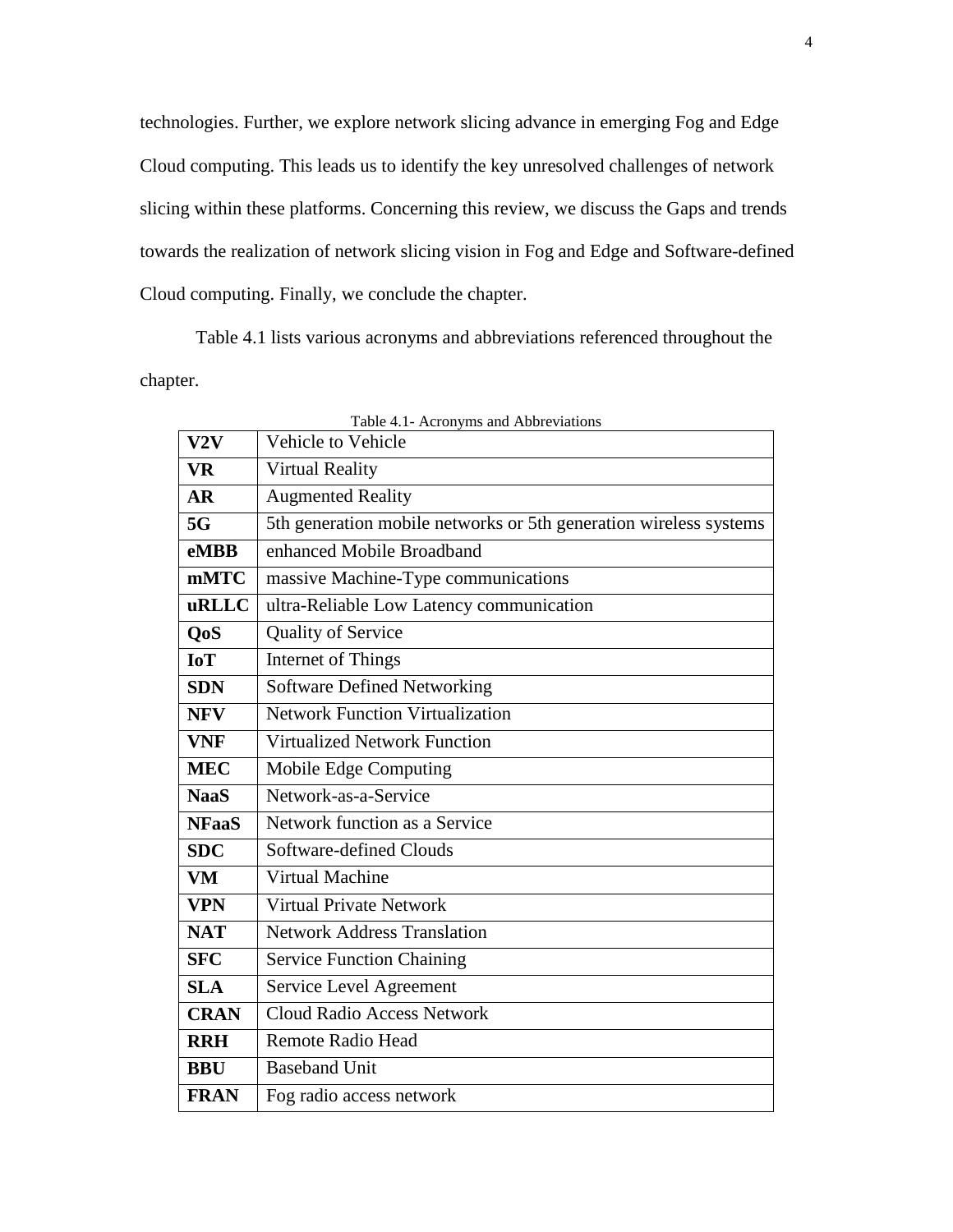technologies. Further, we explore network slicing advance in emerging Fog and Edge Cloud computing. This leads us to identify the key unresolved challenges of network slicing within these platforms. Concerning this review, we discuss the Gaps and trends towards the realization of network slicing vision in Fog and Edge and Software-defined Cloud computing. Finally, we conclude the chapter.

Table 4.1 lists various acronyms and abbreviations referenced throughout the chapter.

Table 4.1- Acronyms and Abbreviations

| | |
|---|---|
| **V2V** | Vehicle to Vehicle |
| **VR** | Virtual Reality |
| **AR** | Augmented Reality |
| **5G** | 5th generation mobile networks or 5th generation wireless systems |
| **eMBB** | enhanced Mobile Broadband |
| **mMTC** | massive Machine-Type communications |
| **uRLLC** | ultra-Reliable Low Latency communication |
| **QoS** | Quality of Service |
| **IoT** | Internet of Things |
| **SDN** | Software Defined Networking |
| **NFV** | Network Function Virtualization |
| **VNF** | Virtualized Network Function |
| **MEC** | Mobile Edge Computing |
| **NaaS** | Network-as-a-Service |
| **NFaaS** | Network function as a Service |
| **SDC** | Software-defined Clouds |
| **VM** | Virtual Machine |
| **VPN** | Virtual Private Network |
| **NAT** | Network Address Translation |
| **SFC** | Service Function Chaining |
| **SLA** | Service Level Agreement |
| **CRAN** | Cloud Radio Access Network |
| **RRH** | Remote Radio Head |
| **BBU** | Baseband Unit |
| **FRAN** | Fog radio access network |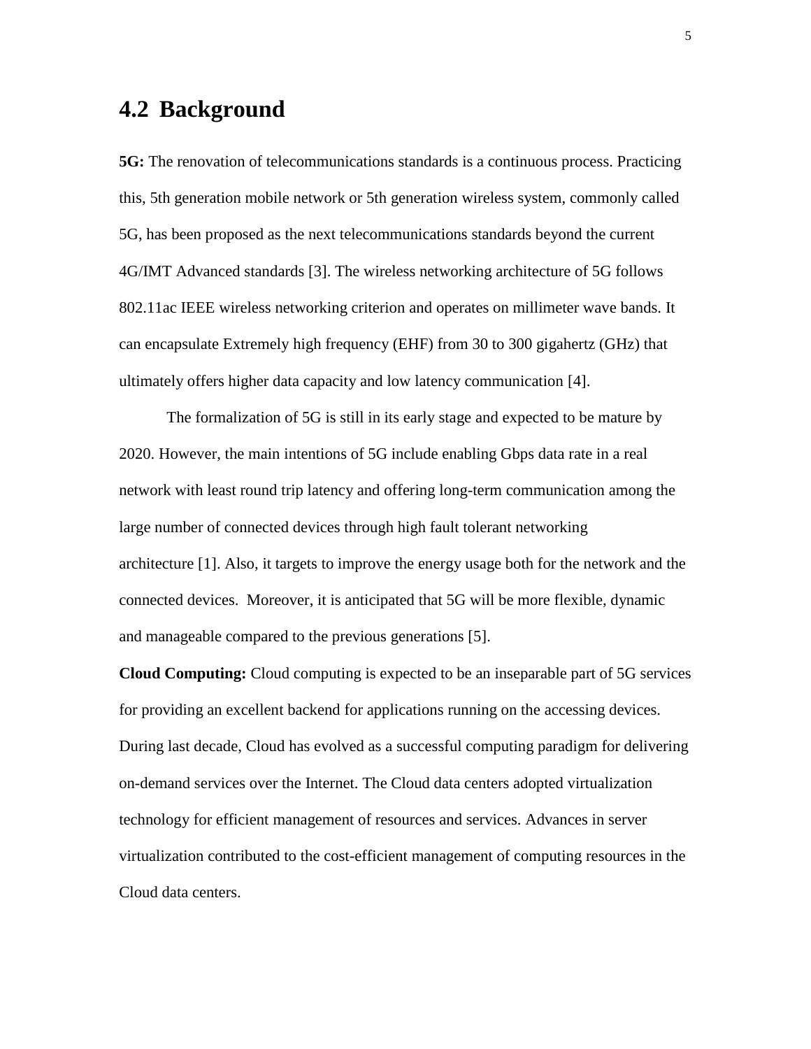## 4.2 Background

**5G:** The renovation of telecommunications standards is a continuous process. Practicing this, 5th generation mobile network or 5th generation wireless system, commonly called 5G, has been proposed as the next telecommunications standards beyond the current 4G/IMT Advanced standards [3]. The wireless networking architecture of 5G follows 802.11ac IEEE wireless networking criterion and operates on millimeter wave bands. It can encapsulate Extremely high frequency (EHF) from 30 to 300 gigahertz (GHz) that ultimately offers higher data capacity and low latency communication [4].

The formalization of 5G is still in its early stage and expected to be mature by 2020. However, the main intentions of 5G include enabling Gbps data rate in a real network with least round trip latency and offering long-term communication among the large number of connected devices through high fault tolerant networking architecture [1]. Also, it targets to improve the energy usage both for the network and the connected devices. Moreover, it is anticipated that 5G will be more flexible, dynamic and manageable compared to the previous generations [5].

**Cloud Computing:** Cloud computing is expected to be an inseparable part of 5G services for providing an excellent backend for applications running on the accessing devices. During last decade, Cloud has evolved as a successful computing paradigm for delivering on-demand services over the Internet. The Cloud data centers adopted virtualization technology for efficient management of resources and services. Advances in server virtualization contributed to the cost-efficient management of computing resources in the Cloud data centers.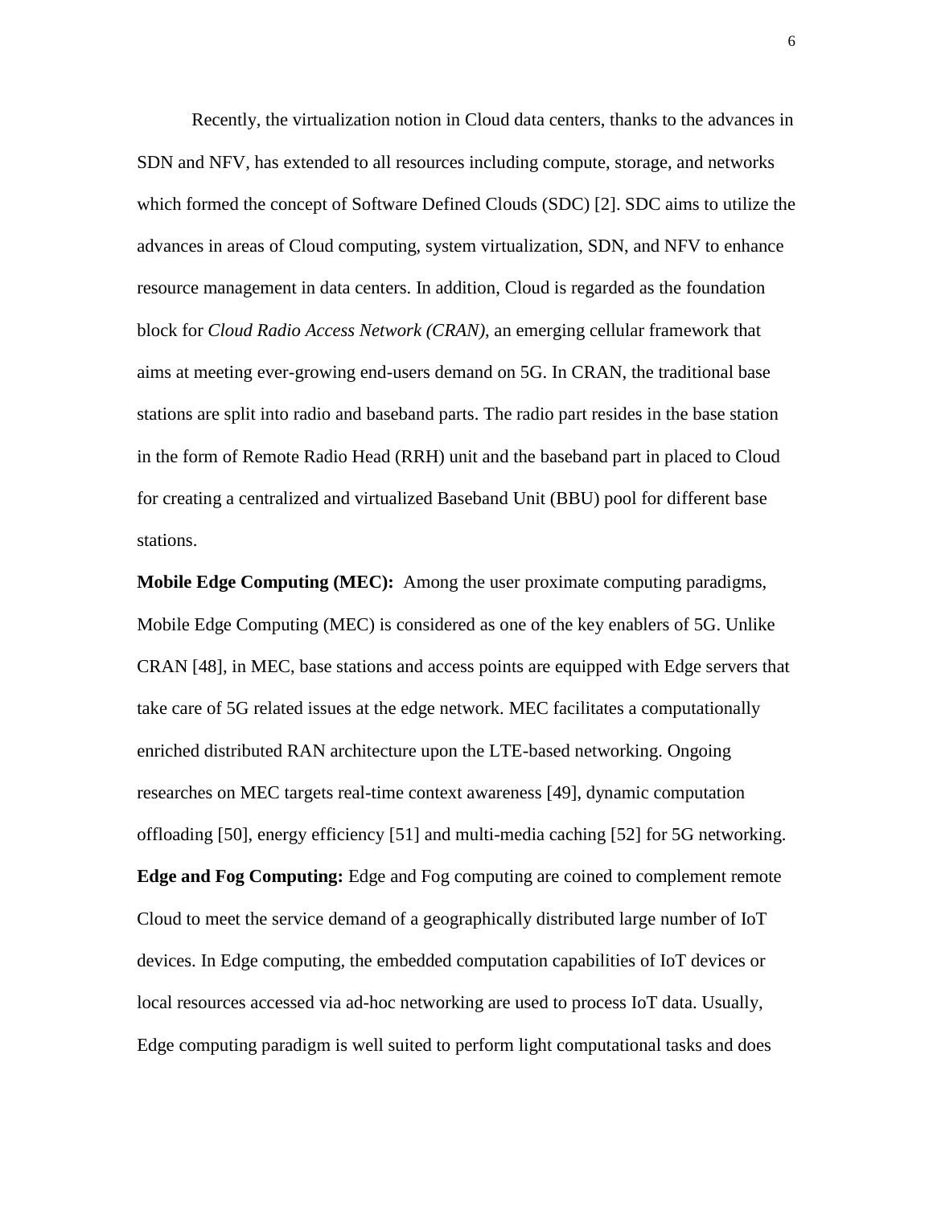Recently, the virtualization notion in Cloud data centers, thanks to the advances in SDN and NFV, has extended to all resources including compute, storage, and networks which formed the concept of Software Defined Clouds (SDC) [2]. SDC aims to utilize the advances in areas of Cloud computing, system virtualization, SDN, and NFV to enhance resource management in data centers. In addition, Cloud is regarded as the foundation block for *Cloud Radio Access Network (CRAN)*, an emerging cellular framework that aims at meeting ever-growing end-users demand on 5G. In CRAN, the traditional base stations are split into radio and baseband parts. The radio part resides in the base station in the form of Remote Radio Head (RRH) unit and the baseband part in placed to Cloud for creating a centralized and virtualized Baseband Unit (BBU) pool for different base stations.

**Mobile Edge Computing (MEC):** Among the user proximate computing paradigms, Mobile Edge Computing (MEC) is considered as one of the key enablers of 5G. Unlike CRAN [48], in MEC, base stations and access points are equipped with Edge servers that take care of 5G related issues at the edge network. MEC facilitates a computationally enriched distributed RAN architecture upon the LTE-based networking. Ongoing researches on MEC targets real-time context awareness [49], dynamic computation offloading [50], energy efficiency [51] and multi-media caching [52] for 5G networking.

**Edge and Fog Computing:** Edge and Fog computing are coined to complement remote Cloud to meet the service demand of a geographically distributed large number of IoT devices. In Edge computing, the embedded computation capabilities of IoT devices or local resources accessed via ad-hoc networking are used to process IoT data. Usually, Edge computing paradigm is well suited to perform light computational tasks and does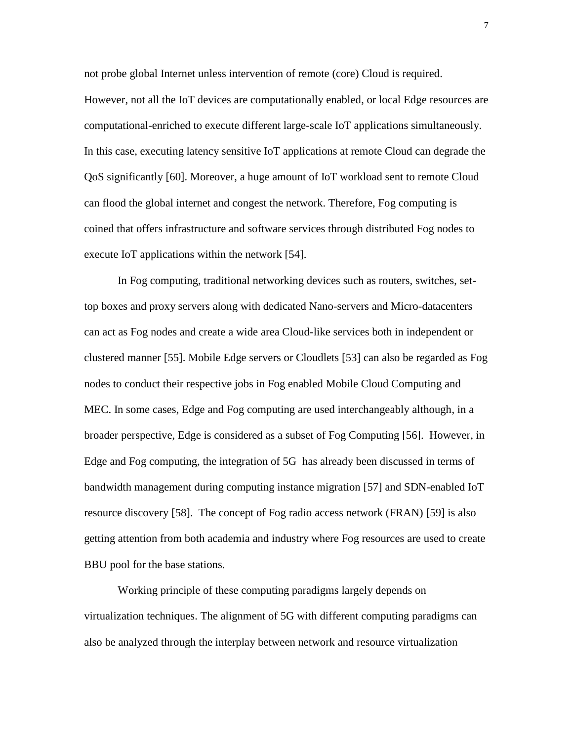not probe global Internet unless intervention of remote (core) Cloud is required. However, not all the IoT devices are computationally enabled, or local Edge resources are computational-enriched to execute different large-scale IoT applications simultaneously. In this case, executing latency sensitive IoT applications at remote Cloud can degrade the QoS significantly [60]. Moreover, a huge amount of IoT workload sent to remote Cloud can flood the global internet and congest the network. Therefore, Fog computing is coined that offers infrastructure and software services through distributed Fog nodes to execute IoT applications within the network [54].

In Fog computing, traditional networking devices such as routers, switches, set-top boxes and proxy servers along with dedicated Nano-servers and Micro-datacenters can act as Fog nodes and create a wide area Cloud-like services both in independent or clustered manner [55]. Mobile Edge servers or Cloudlets [53] can also be regarded as Fog nodes to conduct their respective jobs in Fog enabled Mobile Cloud Computing and MEC. In some cases, Edge and Fog computing are used interchangeably although, in a broader perspective, Edge is considered as a subset of Fog Computing [56]. However, in Edge and Fog computing, the integration of 5G has already been discussed in terms of bandwidth management during computing instance migration [57] and SDN-enabled IoT resource discovery [58]. The concept of Fog radio access network (FRAN) [59] is also getting attention from both academia and industry where Fog resources are used to create BBU pool for the base stations.

Working principle of these computing paradigms largely depends on virtualization techniques. The alignment of 5G with different computing paradigms can also be analyzed through the interplay between network and resource virtualization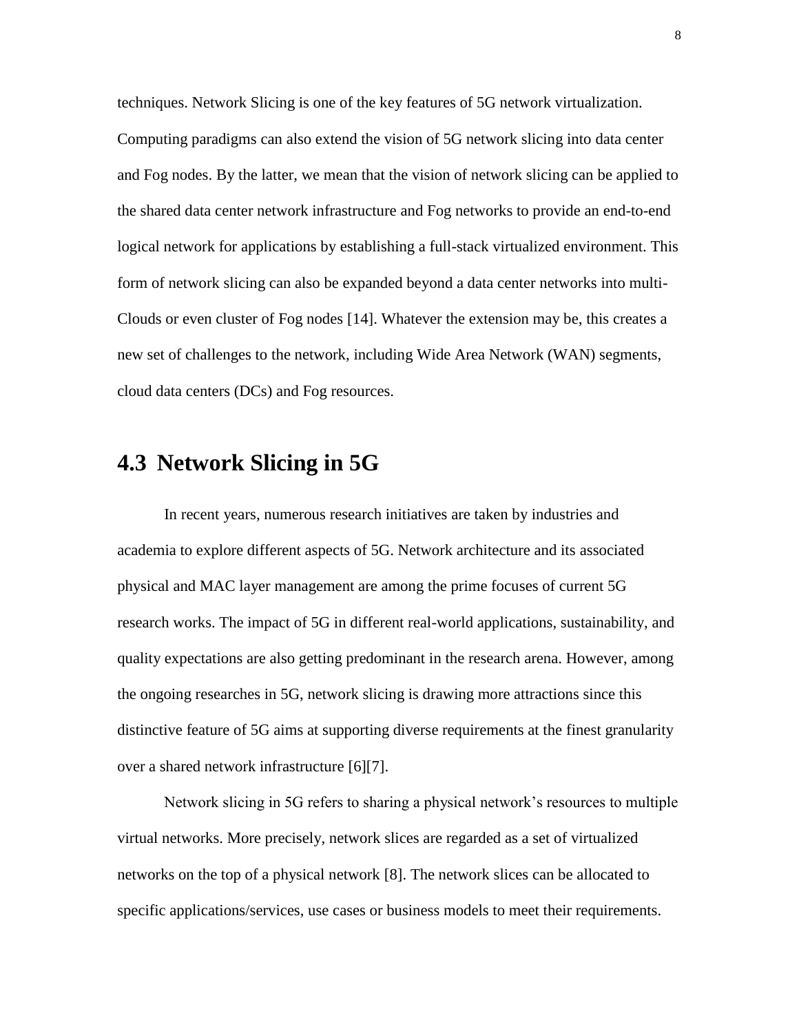techniques. Network Slicing is one of the key features of 5G network virtualization. Computing paradigms can also extend the vision of 5G network slicing into data center and Fog nodes. By the latter, we mean that the vision of network slicing can be applied to the shared data center network infrastructure and Fog networks to provide an end-to-end logical network for applications by establishing a full-stack virtualized environment. This form of network slicing can also be expanded beyond a data center networks into multi-Clouds or even cluster of Fog nodes [14]. Whatever the extension may be, this creates a new set of challenges to the network, including Wide Area Network (WAN) segments, cloud data centers (DCs) and Fog resources.

## 4.3 Network Slicing in 5G

In recent years, numerous research initiatives are taken by industries and academia to explore different aspects of 5G. Network architecture and its associated physical and MAC layer management are among the prime focuses of current 5G research works. The impact of 5G in different real-world applications, sustainability, and quality expectations are also getting predominant in the research arena. However, among the ongoing researches in 5G, network slicing is drawing more attractions since this distinctive feature of 5G aims at supporting diverse requirements at the finest granularity over a shared network infrastructure [6][7].

Network slicing in 5G refers to sharing a physical network's resources to multiple virtual networks. More precisely, network slices are regarded as a set of virtualized networks on the top of a physical network [8]. The network slices can be allocated to specific applications/services, use cases or business models to meet their requirements.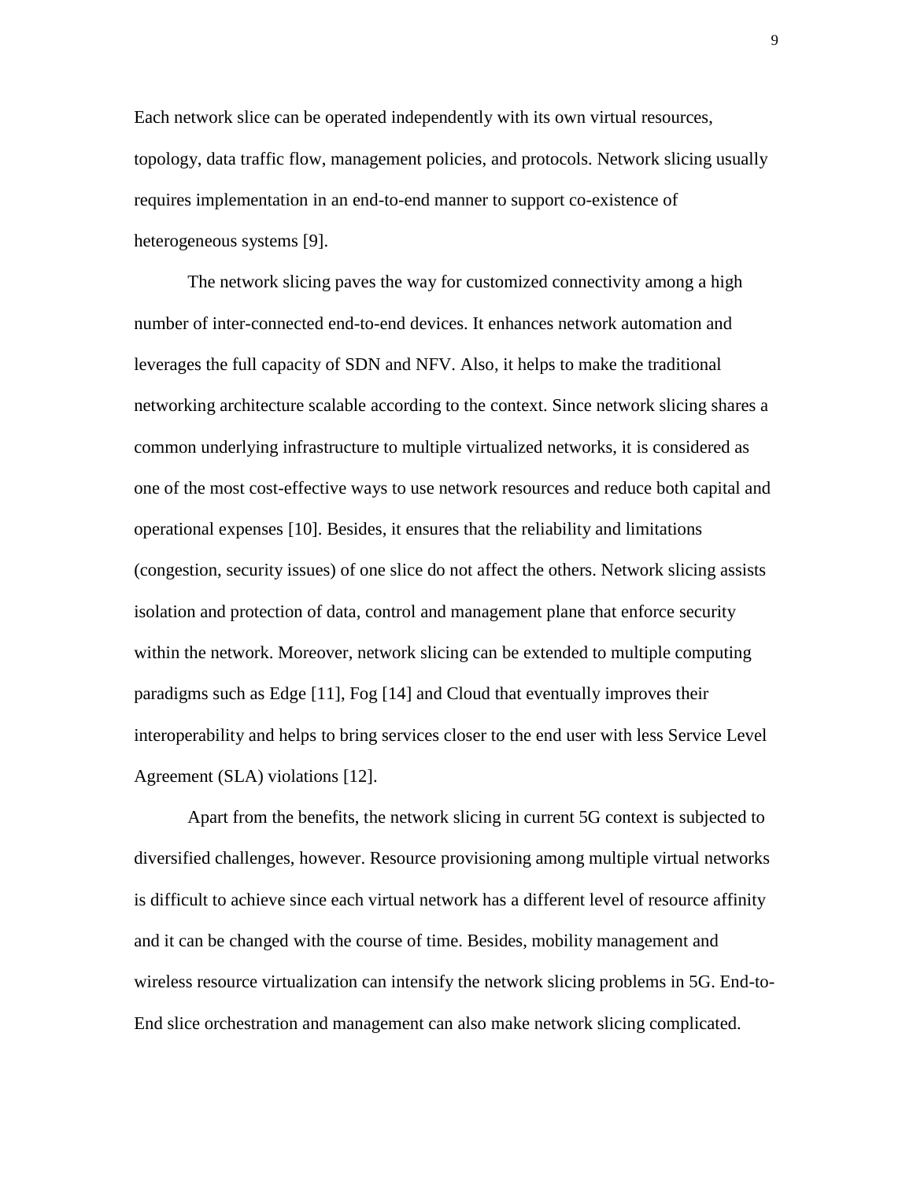Each network slice can be operated independently with its own virtual resources, topology, data traffic flow, management policies, and protocols. Network slicing usually requires implementation in an end-to-end manner to support co-existence of heterogeneous systems [9].

The network slicing paves the way for customized connectivity among a high number of inter-connected end-to-end devices. It enhances network automation and leverages the full capacity of SDN and NFV. Also, it helps to make the traditional networking architecture scalable according to the context. Since network slicing shares a common underlying infrastructure to multiple virtualized networks, it is considered as one of the most cost-effective ways to use network resources and reduce both capital and operational expenses [10]. Besides, it ensures that the reliability and limitations (congestion, security issues) of one slice do not affect the others. Network slicing assists isolation and protection of data, control and management plane that enforce security within the network. Moreover, network slicing can be extended to multiple computing paradigms such as Edge [11], Fog [14] and Cloud that eventually improves their interoperability and helps to bring services closer to the end user with less Service Level Agreement (SLA) violations [12].

Apart from the benefits, the network slicing in current 5G context is subjected to diversified challenges, however. Resource provisioning among multiple virtual networks is difficult to achieve since each virtual network has a different level of resource affinity and it can be changed with the course of time. Besides, mobility management and wireless resource virtualization can intensify the network slicing problems in 5G. End-to-End slice orchestration and management can also make network slicing complicated.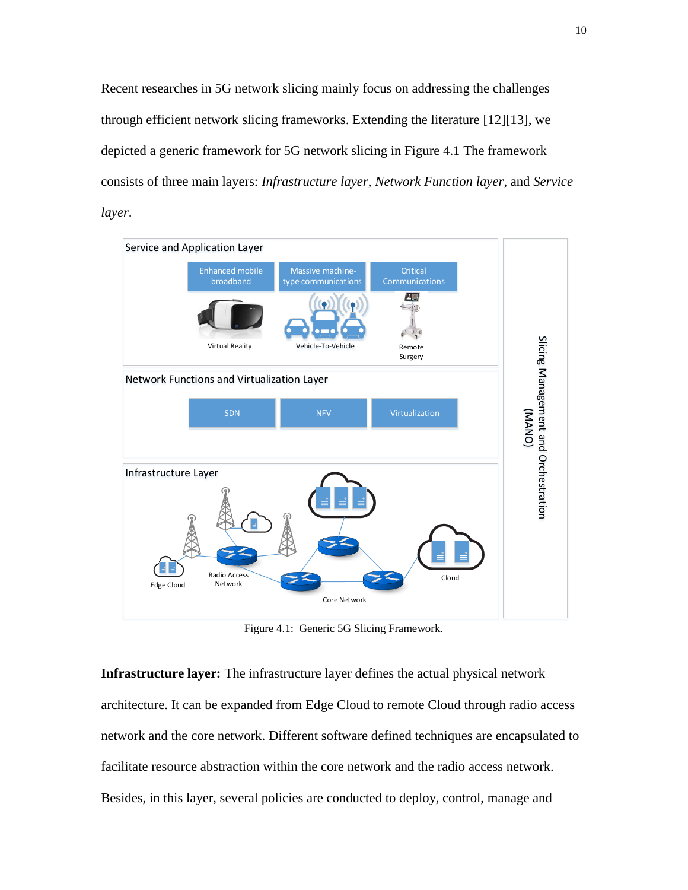Recent researches in 5G network slicing mainly focus on addressing the challenges through efficient network slicing frameworks. Extending the literature [12][13], we depicted a generic framework for 5G network slicing in Figure 4.1 The framework consists of three main layers: *Infrastructure layer*, *Network Function layer*, and *Service layer*.

Figure 4.1: Generic 5G Slicing Framework.

**Infrastructure layer:** The infrastructure layer defines the actual physical network architecture. It can be expanded from Edge Cloud to remote Cloud through radio access network and the core network. Different software defined techniques are encapsulated to facilitate resource abstraction within the core network and the radio access network. Besides, in this layer, several policies are conducted to deploy, control, manage and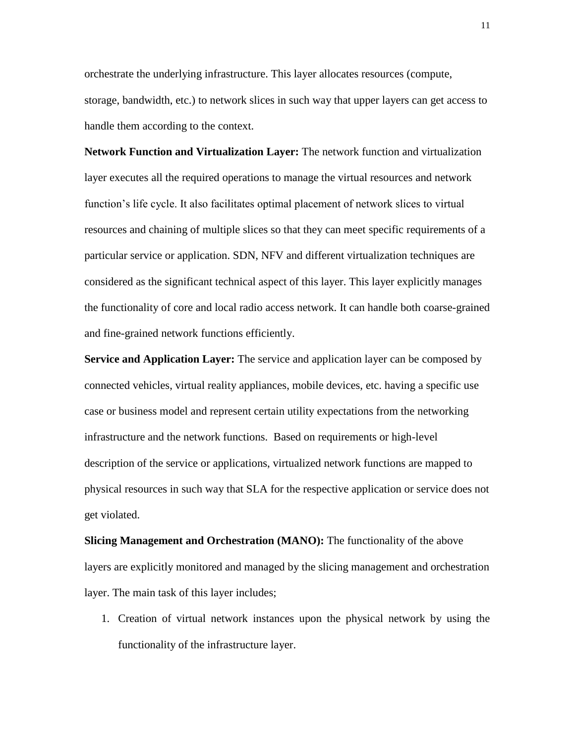orchestrate the underlying infrastructure. This layer allocates resources (compute, storage, bandwidth, etc.) to network slices in such way that upper layers can get access to handle them according to the context.

**Network Function and Virtualization Layer:** The network function and virtualization layer executes all the required operations to manage the virtual resources and network function's life cycle. It also facilitates optimal placement of network slices to virtual resources and chaining of multiple slices so that they can meet specific requirements of a particular service or application. SDN, NFV and different virtualization techniques are considered as the significant technical aspect of this layer. This layer explicitly manages the functionality of core and local radio access network. It can handle both coarse-grained and fine-grained network functions efficiently.

**Service and Application Layer:** The service and application layer can be composed by connected vehicles, virtual reality appliances, mobile devices, etc. having a specific use case or business model and represent certain utility expectations from the networking infrastructure and the network functions. Based on requirements or high-level description of the service or applications, virtualized network functions are mapped to physical resources in such way that SLA for the respective application or service does not get violated.

**Slicing Management and Orchestration (MANO):** The functionality of the above layers are explicitly monitored and managed by the slicing management and orchestration layer. The main task of this layer includes;

1. Creation of virtual network instances upon the physical network by using the functionality of the infrastructure layer.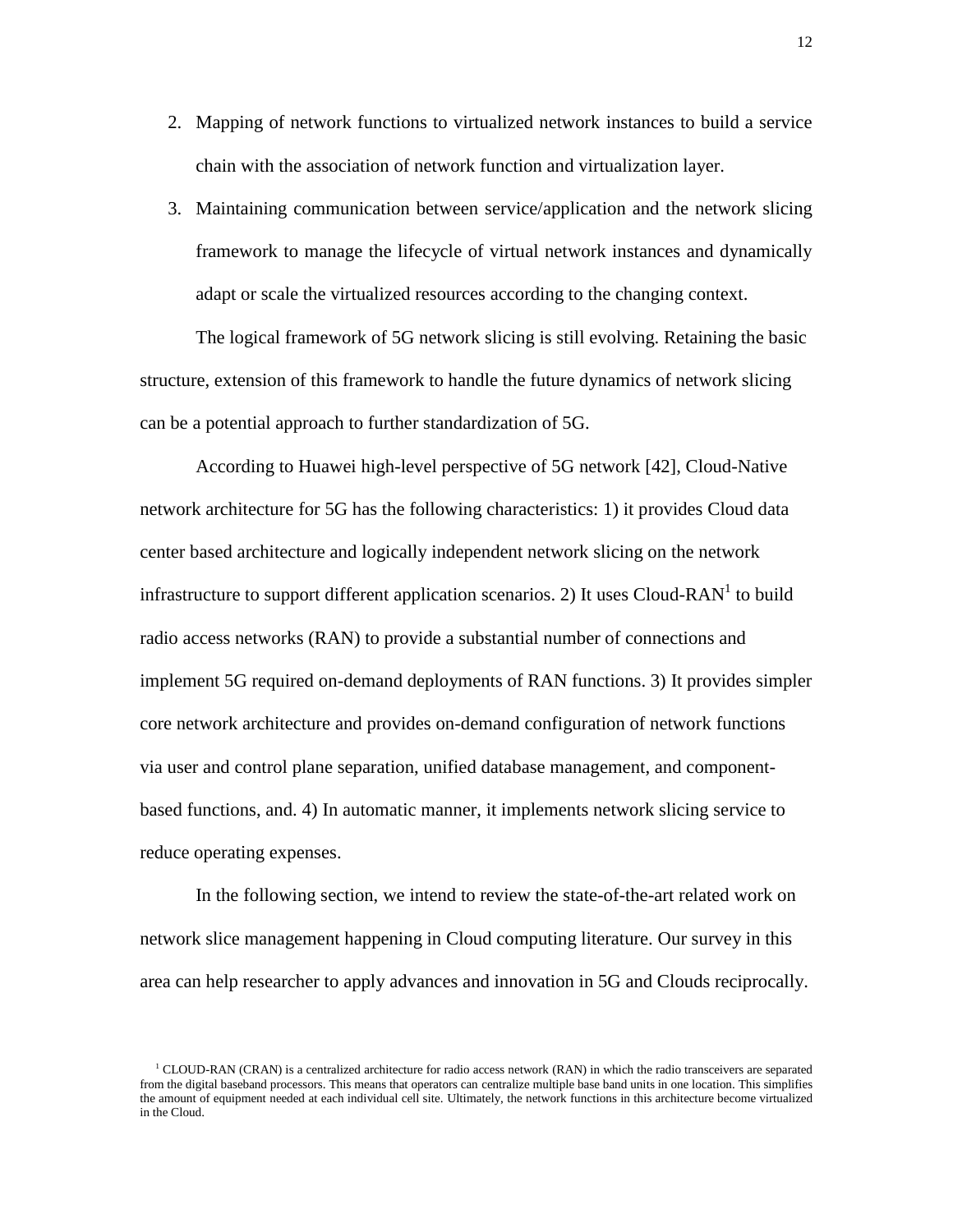2. Mapping of network functions to virtualized network instances to build a service chain with the association of network function and virtualization layer.
3. Maintaining communication between service/application and the network slicing framework to manage the lifecycle of virtual network instances and dynamically adapt or scale the virtualized resources according to the changing context.

The logical framework of 5G network slicing is still evolving. Retaining the basic structure, extension of this framework to handle the future dynamics of network slicing can be a potential approach to further standardization of 5G.

According to Huawei high-level perspective of 5G network [42], Cloud-Native network architecture for 5G has the following characteristics: 1) it provides Cloud data center based architecture and logically independent network slicing on the network infrastructure to support different application scenarios. 2) It uses Cloud-RAN[1] to build radio access networks (RAN) to provide a substantial number of connections and implement 5G required on-demand deployments of RAN functions. 3) It provides simpler core network architecture and provides on-demand configuration of network functions via user and control plane separation, unified database management, and component-based functions, and. 4) In automatic manner, it implements network slicing service to reduce operating expenses.

In the following section, we intend to review the state-of-the-art related work on network slice management happening in Cloud computing literature. Our survey in this area can help researcher to apply advances and innovation in 5G and Clouds reciprocally.

[1] CLOUD-RAN (CRAN) is a centralized architecture for radio access network (RAN) in which the radio transceivers are separated from the digital baseband processors. This means that operators can centralize multiple base band units in one location. This simplifies the amount of equipment needed at each individual cell site. Ultimately, the network functions in this architecture become virtualized in the Cloud.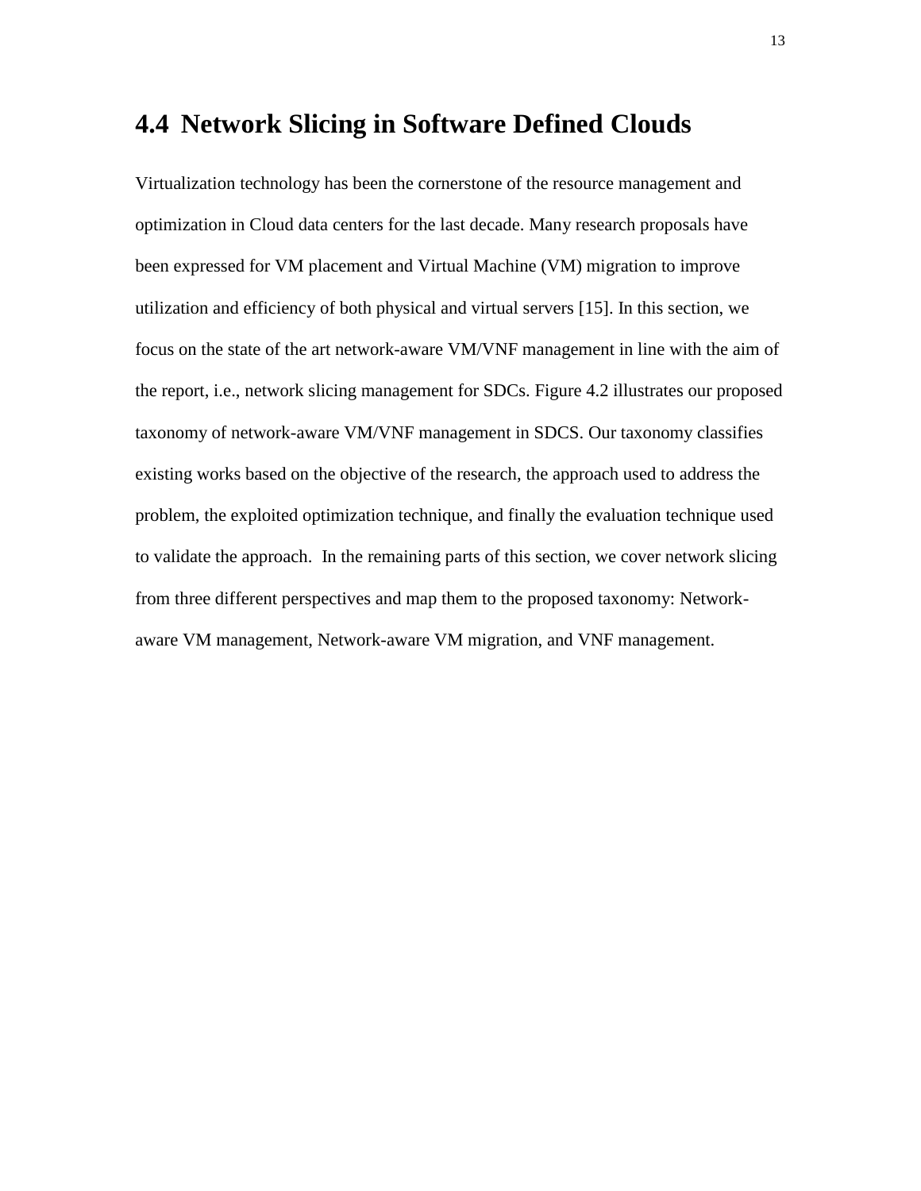## 4.4 Network Slicing in Software Defined Clouds

Virtualization technology has been the cornerstone of the resource management and optimization in Cloud data centers for the last decade. Many research proposals have been expressed for VM placement and Virtual Machine (VM) migration to improve utilization and efficiency of both physical and virtual servers [15]. In this section, we focus on the state of the art network-aware VM/VNF management in line with the aim of the report, i.e., network slicing management for SDCs. Figure 4.2 illustrates our proposed taxonomy of network-aware VM/VNF management in SDCS. Our taxonomy classifies existing works based on the objective of the research, the approach used to address the problem, the exploited optimization technique, and finally the evaluation technique used to validate the approach. In the remaining parts of this section, we cover network slicing from three different perspectives and map them to the proposed taxonomy: Network-aware VM management, Network-aware VM migration, and VNF management.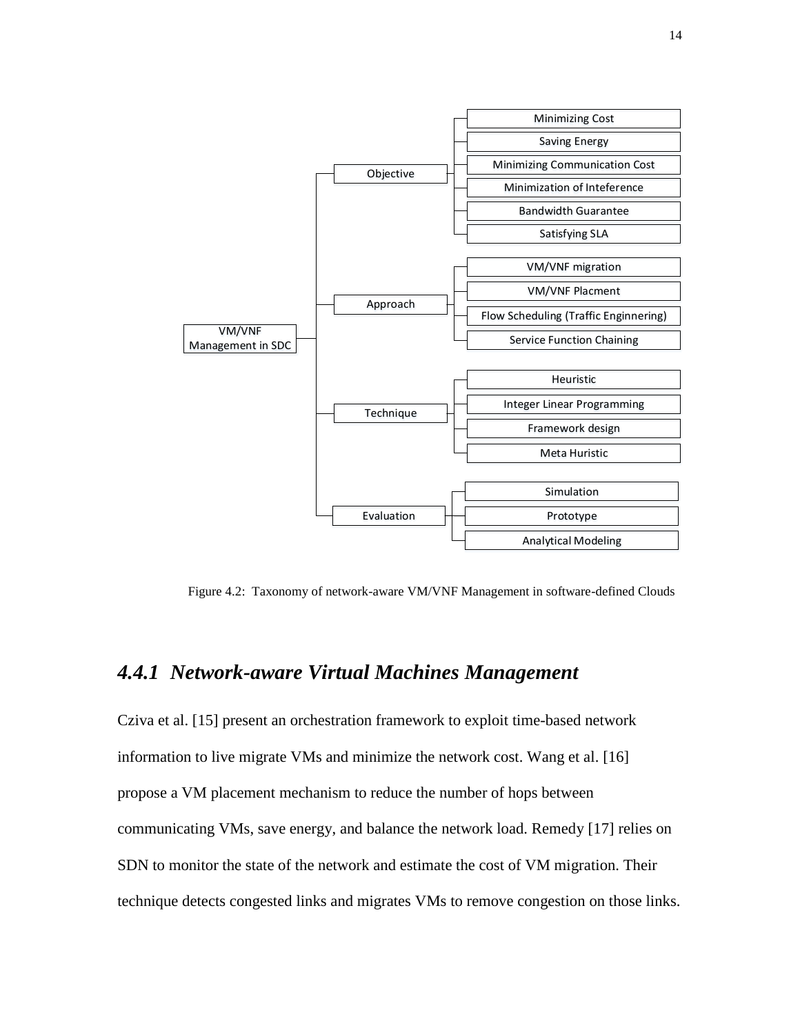- VM/VNF Management in SDC
  - Objective
    - Minimizing Cost
    - Saving Energy
    - Minimizing Communication Cost
    - Minimization of Inteference
    - Bandwidth Guarantee
    - Satisfying SLA
  - Approach
    - VM/VNF migration
    - VM/VNF Placment
    - Flow Scheduling (Traffic Enginnering)
    - Service Function Chaining
  - Technique
    - Heuristic
    - Integer Linear Programming
    - Framework design
    - Meta Huristic
  - Evaluation
    - Simulation
    - Prototype
    - Analytical Modeling

Figure 4.2: Taxonomy of network-aware VM/VNF Management in software-defined Clouds

### *4.4.1 Network-aware Virtual Machines Management*

Cziva et al. [15] present an orchestration framework to exploit time-based network information to live migrate VMs and minimize the network cost. Wang et al. [16] propose a VM placement mechanism to reduce the number of hops between communicating VMs, save energy, and balance the network load. Remedy [17] relies on SDN to monitor the state of the network and estimate the cost of VM migration. Their technique detects congested links and migrates VMs to remove congestion on those links.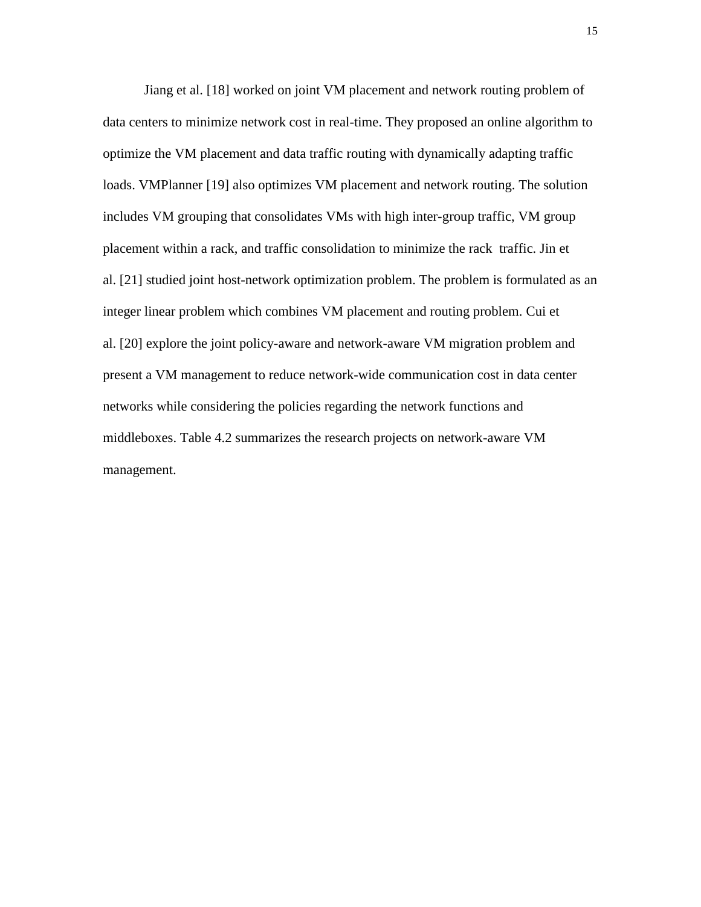Jiang et al. [18] worked on joint VM placement and network routing problem of data centers to minimize network cost in real-time. They proposed an online algorithm to optimize the VM placement and data traffic routing with dynamically adapting traffic loads. VMPlanner [19] also optimizes VM placement and network routing. The solution includes VM grouping that consolidates VMs with high inter-group traffic, VM group placement within a rack, and traffic consolidation to minimize the rack traffic. Jin et al. [21] studied joint host-network optimization problem. The problem is formulated as an integer linear problem which combines VM placement and routing problem. Cui et al. [20] explore the joint policy-aware and network-aware VM migration problem and present a VM management to reduce network-wide communication cost in data center networks while considering the policies regarding the network functions and middleboxes. Table 4.2 summarizes the research projects on network-aware VM management.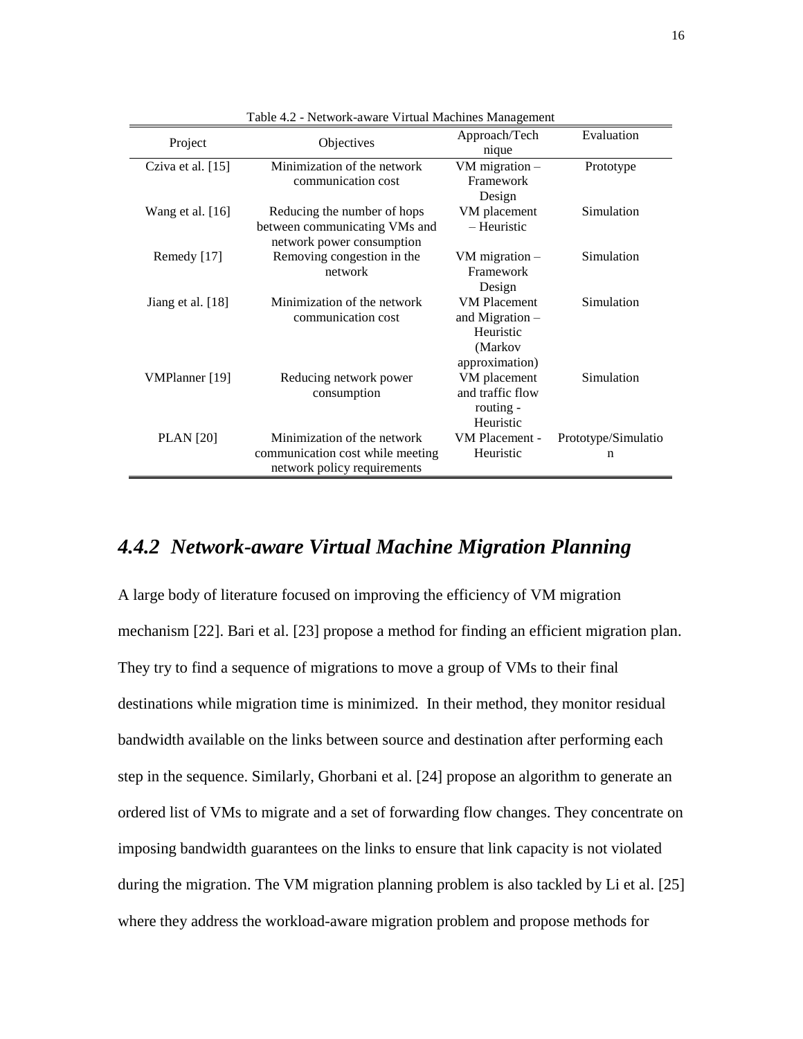Table 4.2 - Network-aware Virtual Machines Management

| Project | Objectives | Approach/Technique | Evaluation |
| --- | --- | --- | --- |
| Cziva et al. [15] | Minimization of the network communication cost | VM migration – Framework Design | Prototype |
| Wang et al. [16] | Reducing the number of hops between communicating VMs and network power consumption | VM placement – Heuristic | Simulation |
| Remedy [17] | Removing congestion in the network | VM migration – Framework Design | Simulation |
| Jiang et al. [18] | Minimization of the network communication cost | VM Placement and Migration – Heuristic (Markov approximation) | Simulation |
| VMPlanner [19] | Reducing network power consumption | VM placement and traffic flow routing - Heuristic | Simulation |
| PLAN [20] | Minimization of the network communication cost while meeting network policy requirements | VM Placement - Heuristic | Prototype/Simulation |

### *4.4.2 Network-aware Virtual Machine Migration Planning*

A large body of literature focused on improving the efficiency of VM migration mechanism [22]. Bari et al. [23] propose a method for finding an efficient migration plan. They try to find a sequence of migrations to move a group of VMs to their final destinations while migration time is minimized. In their method, they monitor residual bandwidth available on the links between source and destination after performing each step in the sequence. Similarly, Ghorbani et al. [24] propose an algorithm to generate an ordered list of VMs to migrate and a set of forwarding flow changes. They concentrate on imposing bandwidth guarantees on the links to ensure that link capacity is not violated during the migration. The VM migration planning problem is also tackled by Li et al. [25] where they address the workload-aware migration problem and propose methods for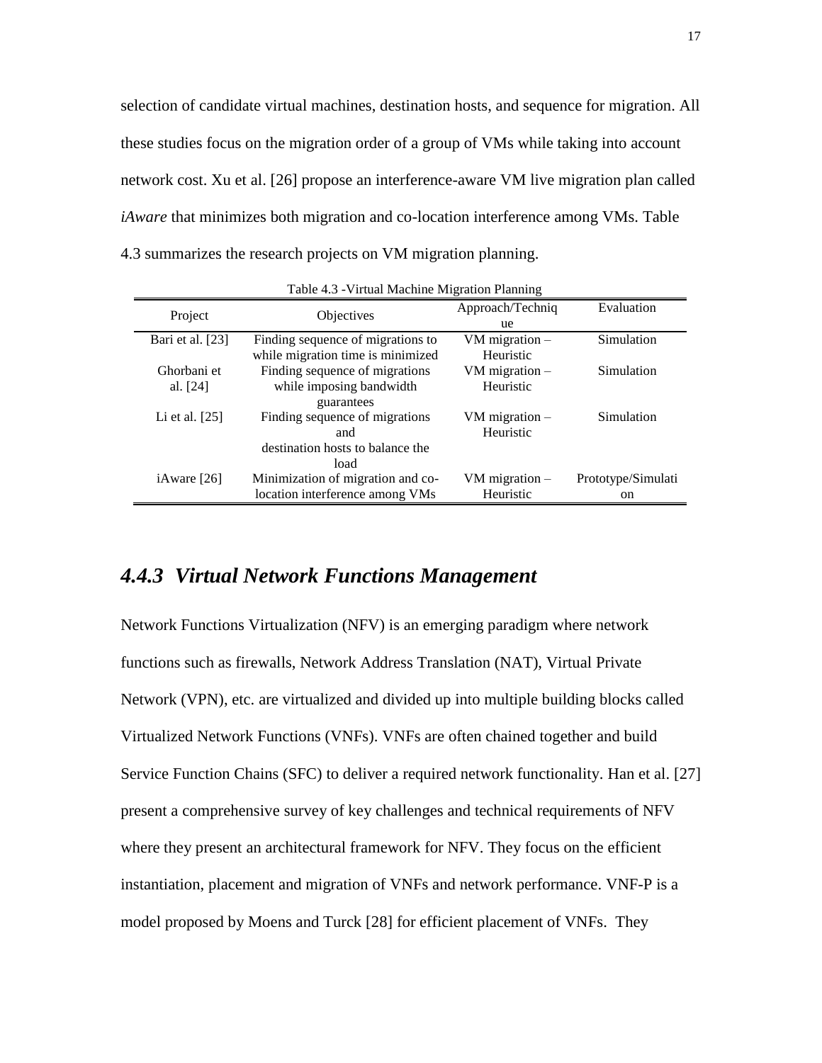selection of candidate virtual machines, destination hosts, and sequence for migration. All these studies focus on the migration order of a group of VMs while taking into account network cost. Xu et al. [26] propose an interference-aware VM live migration plan called *iAware* that minimizes both migration and co-location interference among VMs. Table 4.3 summarizes the research projects on VM migration planning.

Table 4.3 -Virtual Machine Migration Planning

| Project | Objectives | Approach/Technique | Evaluation |
|---|---|---|---|
| Bari et al. [23] | Finding sequence of migrations to while migration time is minimized | VM migration – Heuristic | Simulation |
| Ghorbani et al. [24] | Finding sequence of migrations while imposing bandwidth guarantees | VM migration – Heuristic | Simulation |
| Li et al. [25] | Finding sequence of migrations and destination hosts to balance the load | VM migration – Heuristic | Simulation |
| iAware [26] | Minimization of migration and co-location interference among VMs | VM migration – Heuristic | Prototype/Simulation |

### *4.4.3 Virtual Network Functions Management*

Network Functions Virtualization (NFV) is an emerging paradigm where network functions such as firewalls, Network Address Translation (NAT), Virtual Private Network (VPN), etc. are virtualized and divided up into multiple building blocks called Virtualized Network Functions (VNFs). VNFs are often chained together and build Service Function Chains (SFC) to deliver a required network functionality. Han et al. [27] present a comprehensive survey of key challenges and technical requirements of NFV where they present an architectural framework for NFV. They focus on the efficient instantiation, placement and migration of VNFs and network performance. VNF-P is a model proposed by Moens and Turck [28] for efficient placement of VNFs. They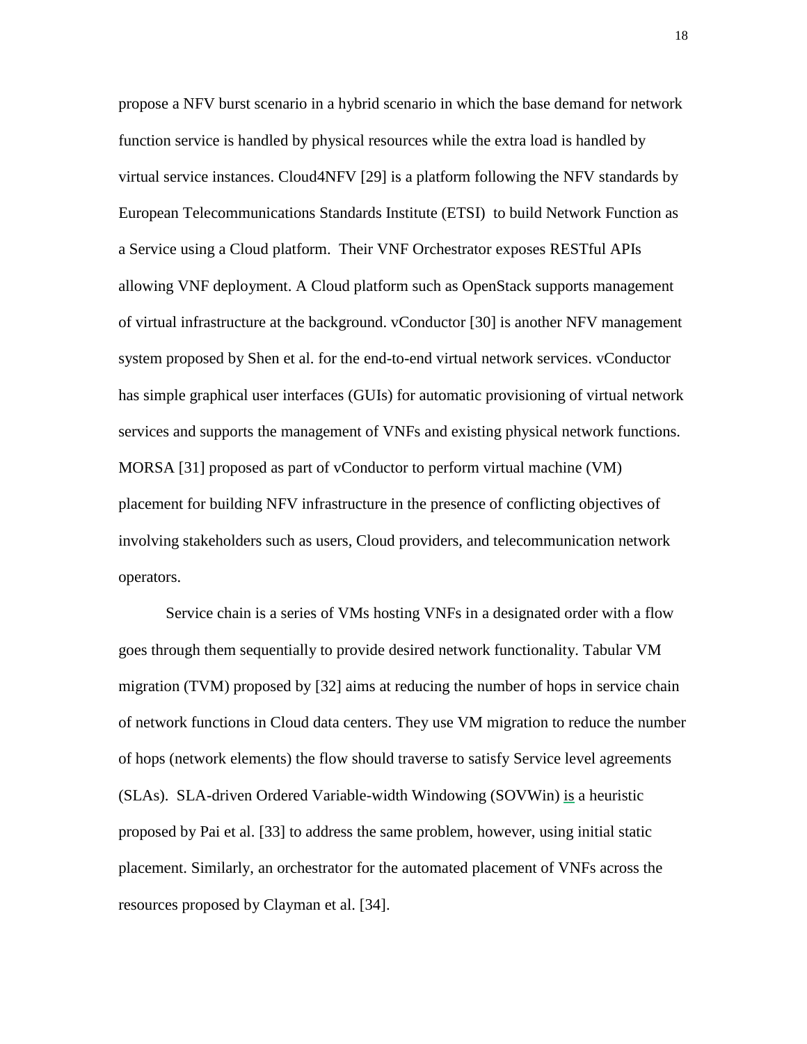propose a NFV burst scenario in a hybrid scenario in which the base demand for network function service is handled by physical resources while the extra load is handled by virtual service instances. Cloud4NFV [29] is a platform following the NFV standards by European Telecommunications Standards Institute (ETSI) to build Network Function as a Service using a Cloud platform. Their VNF Orchestrator exposes RESTful APIs allowing VNF deployment. A Cloud platform such as OpenStack supports management of virtual infrastructure at the background. vConductor [30] is another NFV management system proposed by Shen et al. for the end-to-end virtual network services. vConductor has simple graphical user interfaces (GUIs) for automatic provisioning of virtual network services and supports the management of VNFs and existing physical network functions. MORSA [31] proposed as part of vConductor to perform virtual machine (VM) placement for building NFV infrastructure in the presence of conflicting objectives of involving stakeholders such as users, Cloud providers, and telecommunication network operators.

Service chain is a series of VMs hosting VNFs in a designated order with a flow goes through them sequentially to provide desired network functionality. Tabular VM migration (TVM) proposed by [32] aims at reducing the number of hops in service chain of network functions in Cloud data centers. They use VM migration to reduce the number of hops (network elements) the flow should traverse to satisfy Service level agreements (SLAs). SLA-driven Ordered Variable-width Windowing (SOVWin) is a heuristic proposed by Pai et al. [33] to address the same problem, however, using initial static placement. Similarly, an orchestrator for the automated placement of VNFs across the resources proposed by Clayman et al. [34].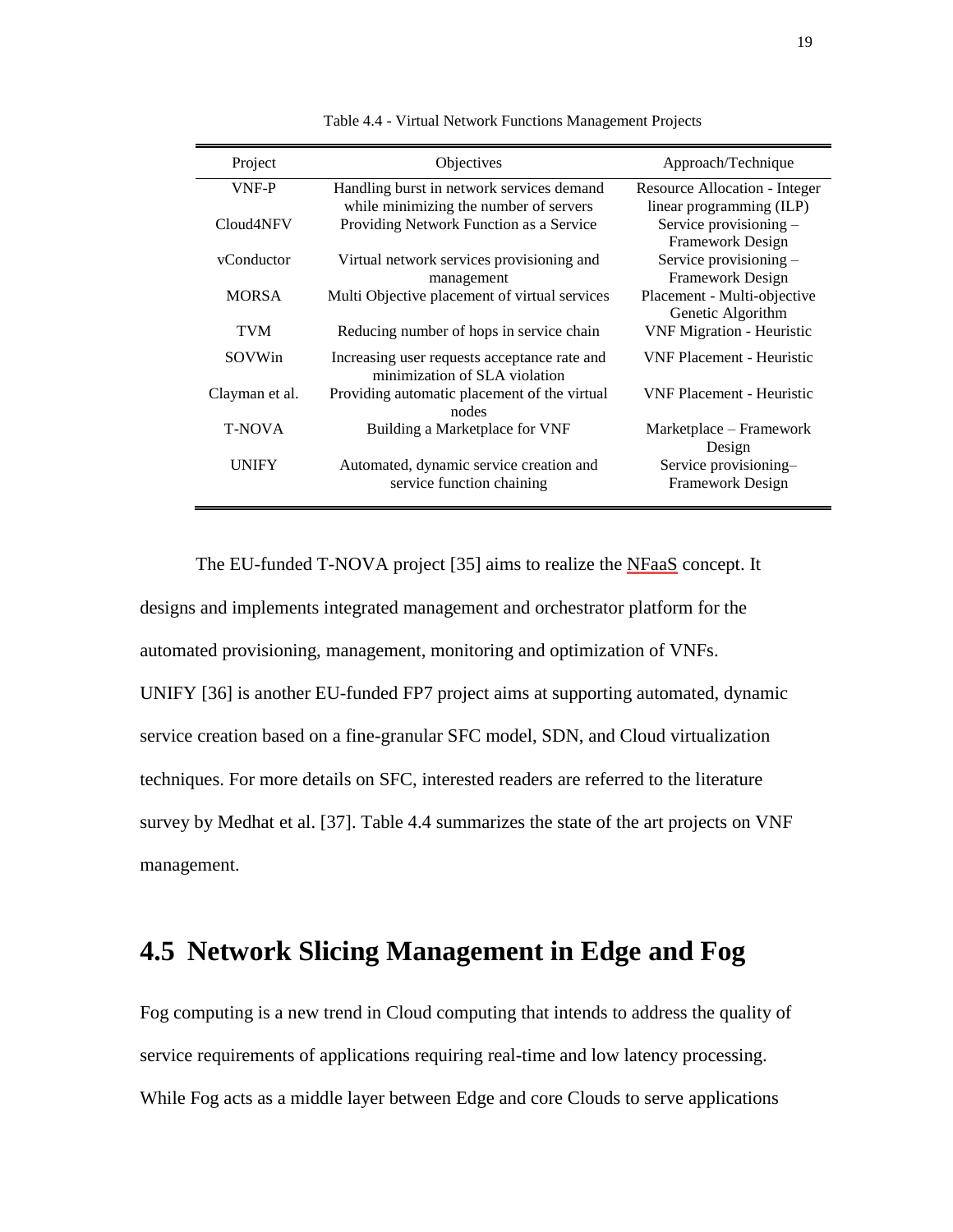Table 4.4 - Virtual Network Functions Management Projects

| Project | Objectives | Approach/Technique |
| --- | --- | --- |
| VNF-P | Handling burst in network services demand while minimizing the number of servers | Resource Allocation - Integer linear programming (ILP) |
| Cloud4NFV | Providing Network Function as a Service | Service provisioning – Framework Design |
| vConductor | Virtual network services provisioning and management | Service provisioning – Framework Design |
| MORSA | Multi Objective placement of virtual services | Placement - Multi-objective Genetic Algorithm |
| TVM | Reducing number of hops in service chain | VNF Migration - Heuristic |
| SOVWin | Increasing user requests acceptance rate and minimization of SLA violation | VNF Placement - Heuristic |
| Clayman et al. | Providing automatic placement of the virtual nodes | VNF Placement - Heuristic |
| T-NOVA | Building a Marketplace for VNF | Marketplace – Framework Design |
| UNIFY | Automated, dynamic service creation and service function chaining | Service provisioning– Framework Design |

The EU-funded T-NOVA project [35] aims to realize the NFaaS concept. It designs and implements integrated management and orchestrator platform for the automated provisioning, management, monitoring and optimization of VNFs. UNIFY [36] is another EU-funded FP7 project aims at supporting automated, dynamic service creation based on a fine-granular SFC model, SDN, and Cloud virtualization techniques. For more details on SFC, interested readers are referred to the literature survey by Medhat et al. [37]. Table 4.4 summarizes the state of the art projects on VNF management.

## 4.5 Network Slicing Management in Edge and Fog

Fog computing is a new trend in Cloud computing that intends to address the quality of service requirements of applications requiring real-time and low latency processing. While Fog acts as a middle layer between Edge and core Clouds to serve applications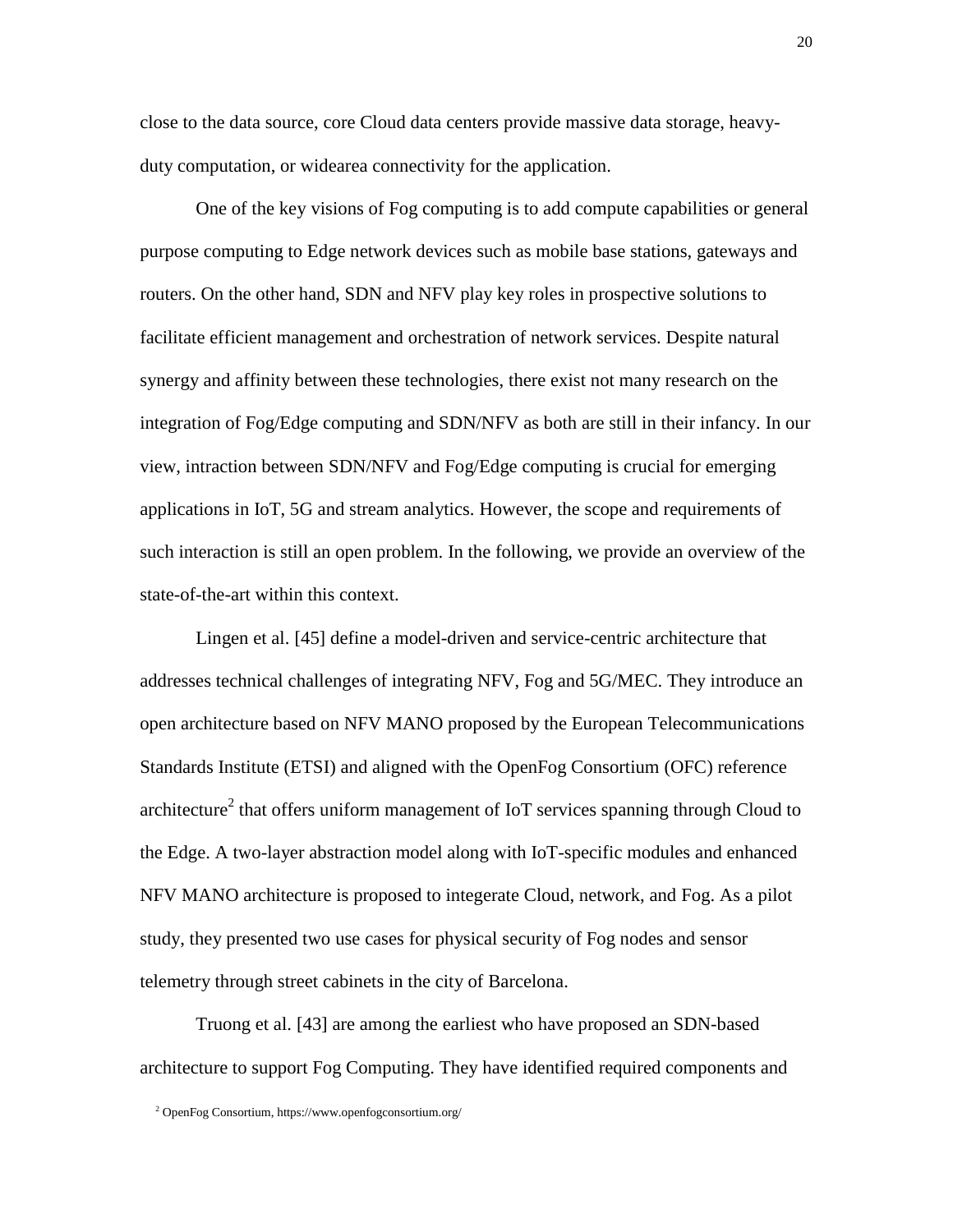close to the data source, core Cloud data centers provide massive data storage, heavy-duty computation, or widearea connectivity for the application.

One of the key visions of Fog computing is to add compute capabilities or general purpose computing to Edge network devices such as mobile base stations, gateways and routers. On the other hand, SDN and NFV play key roles in prospective solutions to facilitate efficient management and orchestration of network services. Despite natural synergy and affinity between these technologies, there exist not many research on the integration of Fog/Edge computing and SDN/NFV as both are still in their infancy. In our view, intraction between SDN/NFV and Fog/Edge computing is crucial for emerging applications in IoT, 5G and stream analytics. However, the scope and requirements of such interaction is still an open problem. In the following, we provide an overview of the state-of-the-art within this context.

Lingen et al. [45] define a model-driven and service-centric architecture that addresses technical challenges of integrating NFV, Fog and 5G/MEC. They introduce an open architecture based on NFV MANO proposed by the European Telecommunications Standards Institute (ETSI) and aligned with the OpenFog Consortium (OFC) reference architecture[2] that offers uniform management of IoT services spanning through Cloud to the Edge. A two-layer abstraction model along with IoT-specific modules and enhanced NFV MANO architecture is proposed to integerate Cloud, network, and Fog. As a pilot study, they presented two use cases for physical security of Fog nodes and sensor telemetry through street cabinets in the city of Barcelona.

Truong et al. [43] are among the earliest who have proposed an SDN-based architecture to support Fog Computing. They have identified required components and

[2] OpenFog Consortium, https://www.openfogconsortium.org/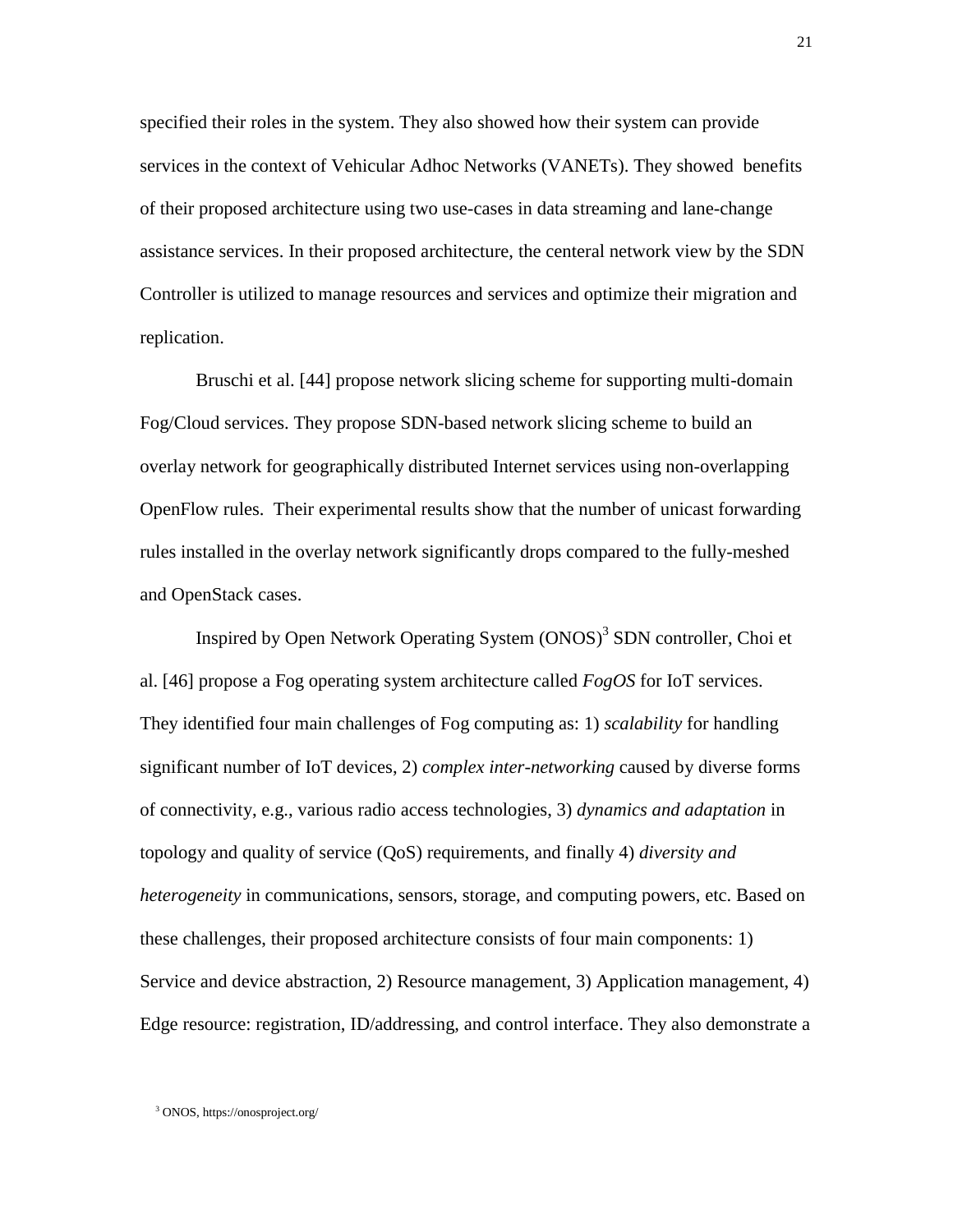specified their roles in the system. They also showed how their system can provide services in the context of Vehicular Adhoc Networks (VANETs). They showed benefits of their proposed architecture using two use-cases in data streaming and lane-change assistance services. In their proposed architecture, the centeral network view by the SDN Controller is utilized to manage resources and services and optimize their migration and replication.

Bruschi et al. [44] propose network slicing scheme for supporting multi-domain Fog/Cloud services. They propose SDN-based network slicing scheme to build an overlay network for geographically distributed Internet services using non-overlapping OpenFlow rules. Their experimental results show that the number of unicast forwarding rules installed in the overlay network significantly drops compared to the fully-meshed and OpenStack cases.

Inspired by Open Network Operating System (ONOS)[3] SDN controller, Choi et al. [46] propose a Fog operating system architecture called *FogOS* for IoT services. They identified four main challenges of Fog computing as: 1) *scalability* for handling significant number of IoT devices, 2) *complex inter-networking* caused by diverse forms of connectivity, e.g., various radio access technologies, 3) *dynamics and adaptation* in topology and quality of service (QoS) requirements, and finally 4) *diversity and heterogeneity* in communications, sensors, storage, and computing powers, etc. Based on these challenges, their proposed architecture consists of four main components: 1) Service and device abstraction, 2) Resource management, 3) Application management, 4) Edge resource: registration, ID/addressing, and control interface. They also demonstrate a

[3] ONOS, https://onosproject.org/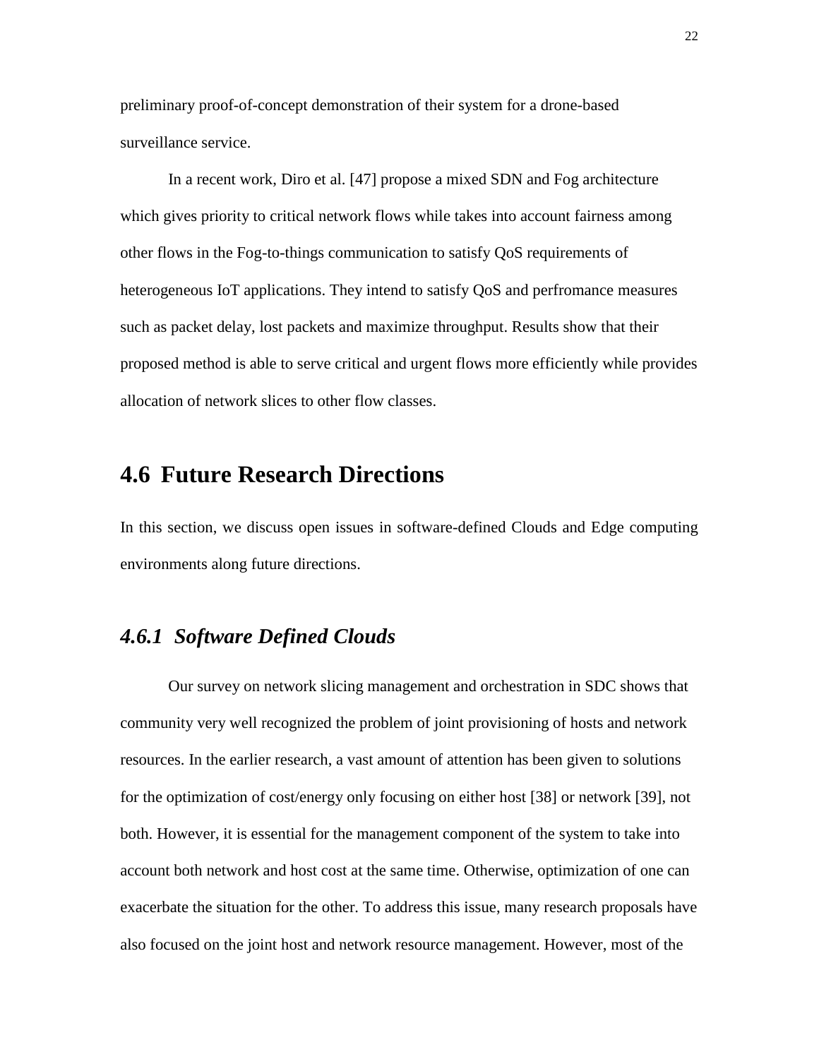preliminary proof-of-concept demonstration of their system for a drone-based surveillance service.

In a recent work, Diro et al. [47] propose a mixed SDN and Fog architecture which gives priority to critical network flows while takes into account fairness among other flows in the Fog-to-things communication to satisfy QoS requirements of heterogeneous IoT applications. They intend to satisfy QoS and perfromance measures such as packet delay, lost packets and maximize throughput. Results show that their proposed method is able to serve critical and urgent flows more efficiently while provides allocation of network slices to other flow classes.

## 4.6 Future Research Directions

In this section, we discuss open issues in software-defined Clouds and Edge computing environments along future directions.

### *4.6.1 Software Defined Clouds*

Our survey on network slicing management and orchestration in SDC shows that community very well recognized the problem of joint provisioning of hosts and network resources. In the earlier research, a vast amount of attention has been given to solutions for the optimization of cost/energy only focusing on either host [38] or network [39], not both. However, it is essential for the management component of the system to take into account both network and host cost at the same time. Otherwise, optimization of one can exacerbate the situation for the other. To address this issue, many research proposals have also focused on the joint host and network resource management. However, most of the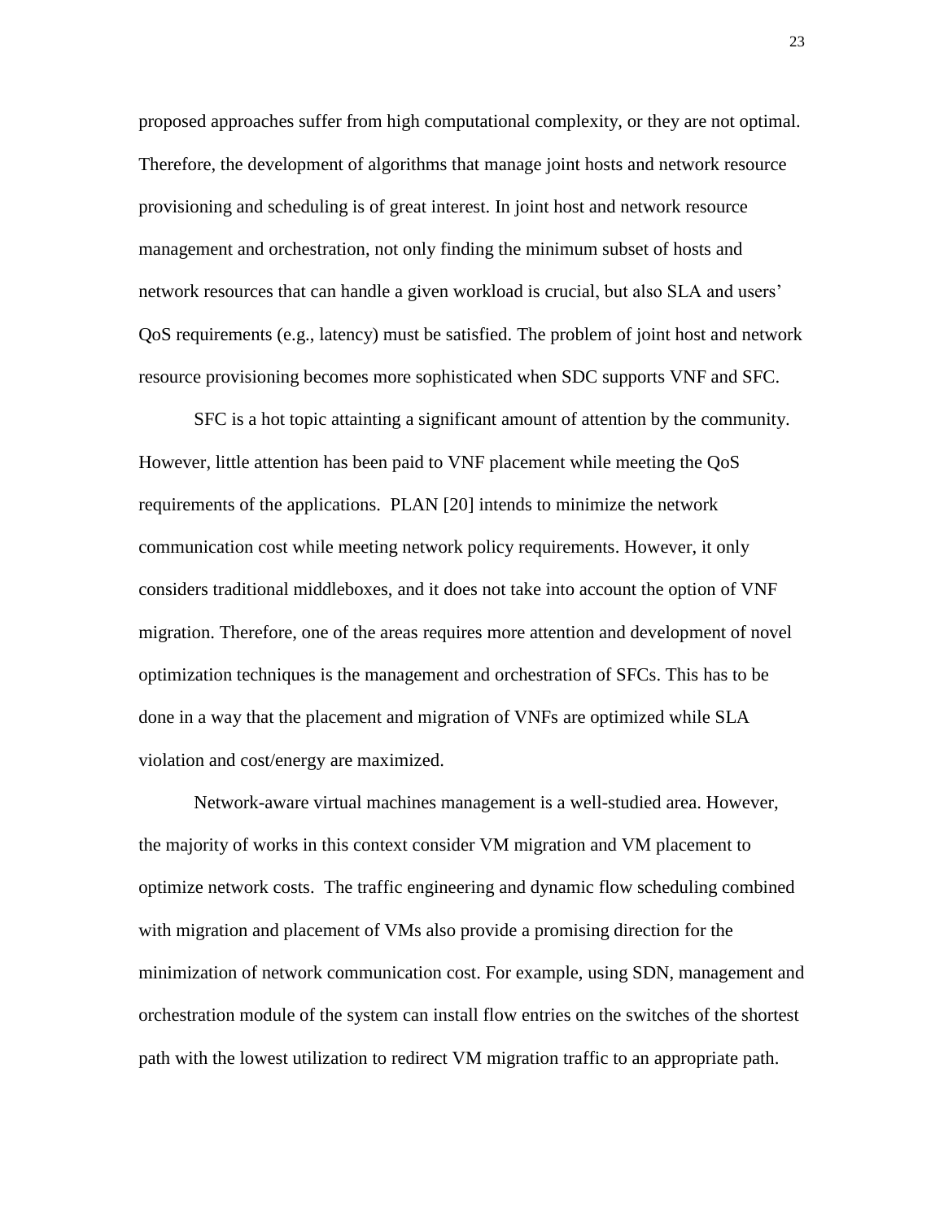proposed approaches suffer from high computational complexity, or they are not optimal. Therefore, the development of algorithms that manage joint hosts and network resource provisioning and scheduling is of great interest. In joint host and network resource management and orchestration, not only finding the minimum subset of hosts and network resources that can handle a given workload is crucial, but also SLA and users' QoS requirements (e.g., latency) must be satisfied. The problem of joint host and network resource provisioning becomes more sophisticated when SDC supports VNF and SFC.

SFC is a hot topic attainting a significant amount of attention by the community. However, little attention has been paid to VNF placement while meeting the QoS requirements of the applications. PLAN [20] intends to minimize the network communication cost while meeting network policy requirements. However, it only considers traditional middleboxes, and it does not take into account the option of VNF migration. Therefore, one of the areas requires more attention and development of novel optimization techniques is the management and orchestration of SFCs. This has to be done in a way that the placement and migration of VNFs are optimized while SLA violation and cost/energy are maximized.

Network-aware virtual machines management is a well-studied area. However, the majority of works in this context consider VM migration and VM placement to optimize network costs. The traffic engineering and dynamic flow scheduling combined with migration and placement of VMs also provide a promising direction for the minimization of network communication cost. For example, using SDN, management and orchestration module of the system can install flow entries on the switches of the shortest path with the lowest utilization to redirect VM migration traffic to an appropriate path.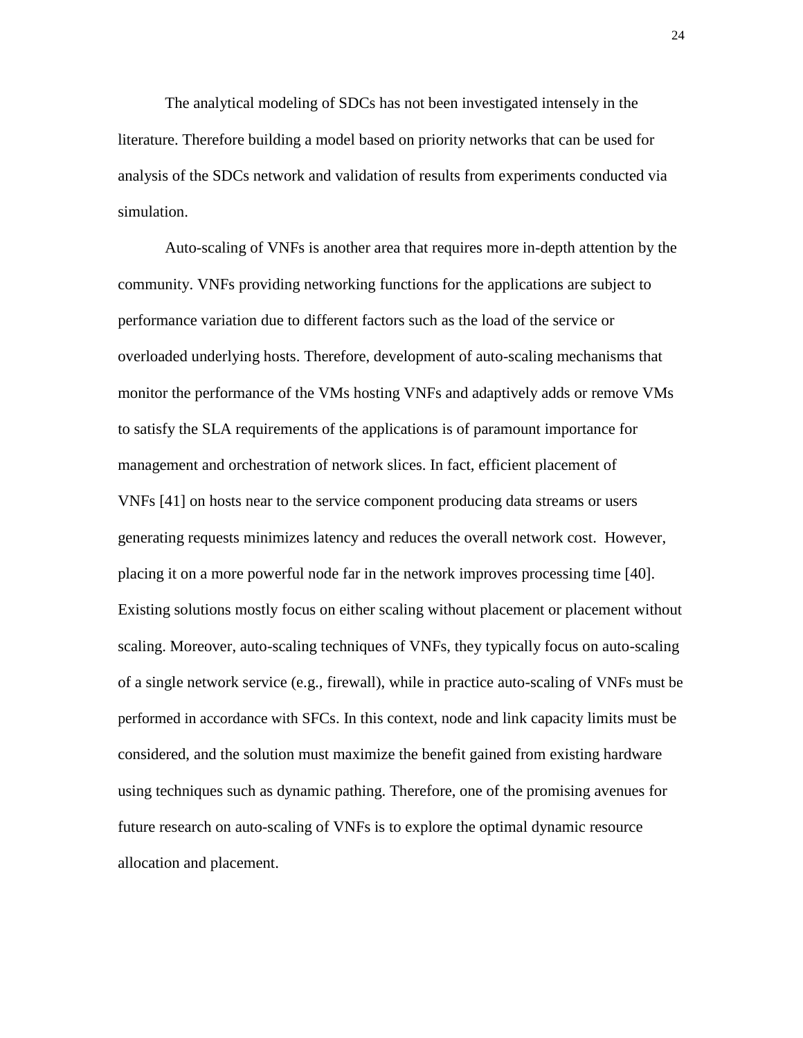The analytical modeling of SDCs has not been investigated intensely in the literature. Therefore building a model based on priority networks that can be used for analysis of the SDCs network and validation of results from experiments conducted via simulation.

Auto-scaling of VNFs is another area that requires more in-depth attention by the community. VNFs providing networking functions for the applications are subject to performance variation due to different factors such as the load of the service or overloaded underlying hosts. Therefore, development of auto-scaling mechanisms that monitor the performance of the VMs hosting VNFs and adaptively adds or remove VMs to satisfy the SLA requirements of the applications is of paramount importance for management and orchestration of network slices. In fact, efficient placement of VNFs [41] on hosts near to the service component producing data streams or users generating requests minimizes latency and reduces the overall network cost. However, placing it on a more powerful node far in the network improves processing time [40]. Existing solutions mostly focus on either scaling without placement or placement without scaling. Moreover, auto-scaling techniques of VNFs, they typically focus on auto-scaling of a single network service (e.g., firewall), while in practice auto-scaling of VNFs must be performed in accordance with SFCs. In this context, node and link capacity limits must be considered, and the solution must maximize the benefit gained from existing hardware using techniques such as dynamic pathing. Therefore, one of the promising avenues for future research on auto-scaling of VNFs is to explore the optimal dynamic resource allocation and placement.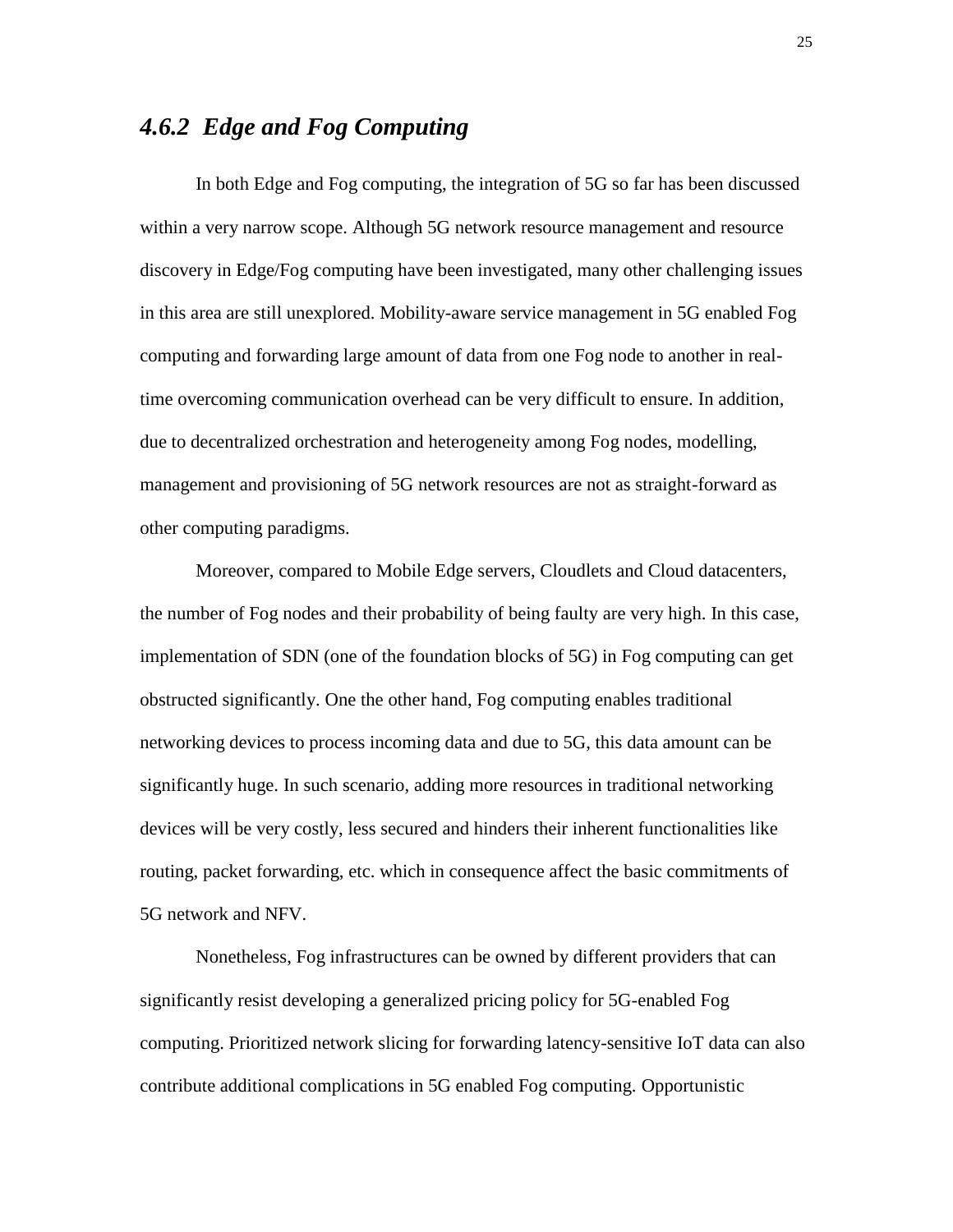### *4.6.2 Edge and Fog Computing*

In both Edge and Fog computing, the integration of 5G so far has been discussed within a very narrow scope. Although 5G network resource management and resource discovery in Edge/Fog computing have been investigated, many other challenging issues in this area are still unexplored. Mobility-aware service management in 5G enabled Fog computing and forwarding large amount of data from one Fog node to another in real-time overcoming communication overhead can be very difficult to ensure. In addition, due to decentralized orchestration and heterogeneity among Fog nodes, modelling, management and provisioning of 5G network resources are not as straight-forward as other computing paradigms.

Moreover, compared to Mobile Edge servers, Cloudlets and Cloud datacenters, the number of Fog nodes and their probability of being faulty are very high. In this case, implementation of SDN (one of the foundation blocks of 5G) in Fog computing can get obstructed significantly. One the other hand, Fog computing enables traditional networking devices to process incoming data and due to 5G, this data amount can be significantly huge. In such scenario, adding more resources in traditional networking devices will be very costly, less secured and hinders their inherent functionalities like routing, packet forwarding, etc. which in consequence affect the basic commitments of 5G network and NFV.

Nonetheless, Fog infrastructures can be owned by different providers that can significantly resist developing a generalized pricing policy for 5G-enabled Fog computing. Prioritized network slicing for forwarding latency-sensitive IoT data can also contribute additional complications in 5G enabled Fog computing. Opportunistic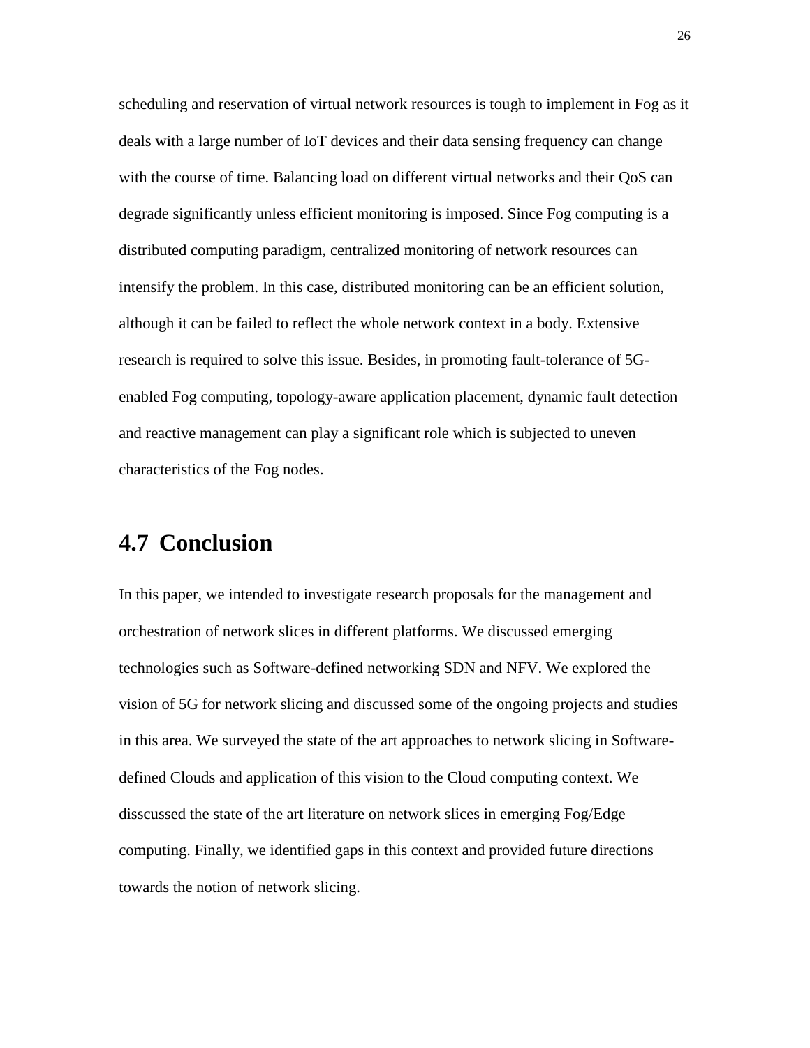scheduling and reservation of virtual network resources is tough to implement in Fog as it deals with a large number of IoT devices and their data sensing frequency can change with the course of time. Balancing load on different virtual networks and their QoS can degrade significantly unless efficient monitoring is imposed. Since Fog computing is a distributed computing paradigm, centralized monitoring of network resources can intensify the problem. In this case, distributed monitoring can be an efficient solution, although it can be failed to reflect the whole network context in a body. Extensive research is required to solve this issue. Besides, in promoting fault-tolerance of 5G-enabled Fog computing, topology-aware application placement, dynamic fault detection and reactive management can play a significant role which is subjected to uneven characteristics of the Fog nodes.

## 4.7 Conclusion

In this paper, we intended to investigate research proposals for the management and orchestration of network slices in different platforms. We discussed emerging technologies such as Software-defined networking SDN and NFV. We explored the vision of 5G for network slicing and discussed some of the ongoing projects and studies in this area. We surveyed the state of the art approaches to network slicing in Software-defined Clouds and application of this vision to the Cloud computing context. We disscussed the state of the art literature on network slices in emerging Fog/Edge computing. Finally, we identified gaps in this context and provided future directions towards the notion of network slicing.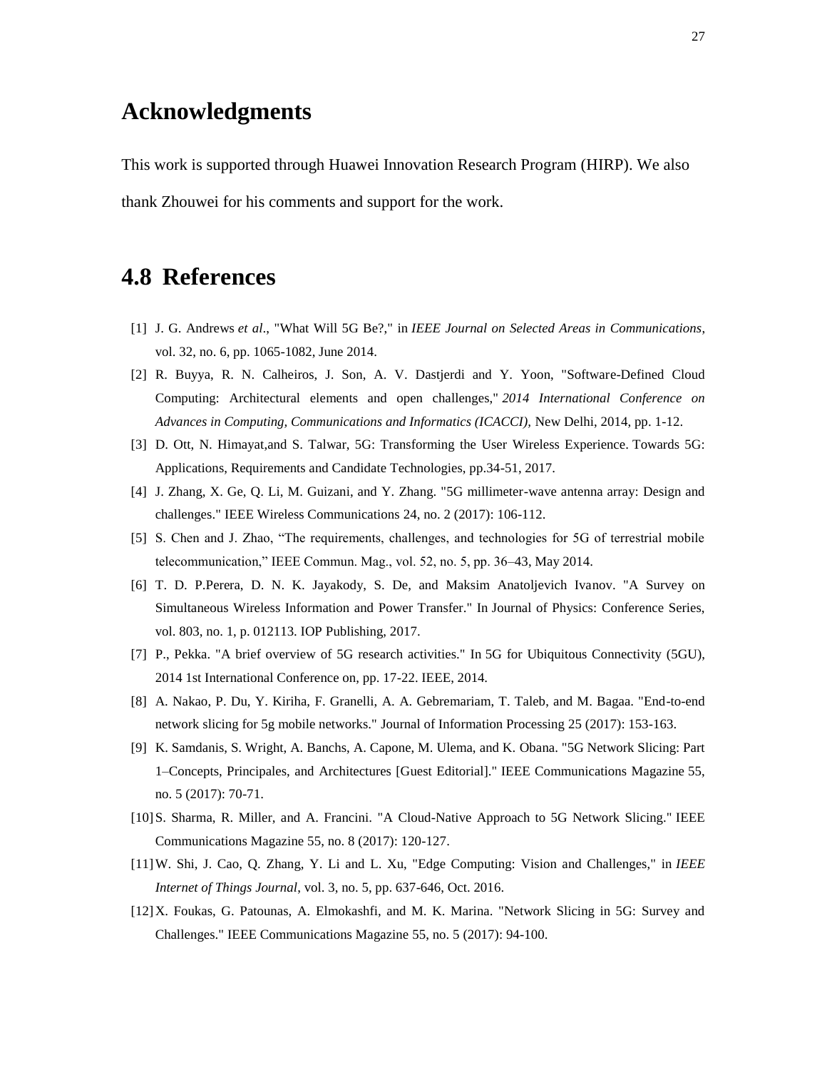# Acknowledgments

This work is supported through Huawei Innovation Research Program (HIRP). We also thank Zhouwei for his comments and support for the work.

# 4.8 References

[1] J. G. Andrews *et al*., "What Will 5G Be?," in *IEEE Journal on Selected Areas in Communications*, vol. 32, no. 6, pp. 1065-1082, June 2014.

[2] R. Buyya, R. N. Calheiros, J. Son, A. V. Dastjerdi and Y. Yoon, "Software-Defined Cloud Computing: Architectural elements and open challenges," *2014 International Conference on Advances in Computing, Communications and Informatics (ICACCI),* New Delhi, 2014, pp. 1-12.

[3] D. Ott, N. Himayat,and S. Talwar, 5G: Transforming the User Wireless Experience. Towards 5G: Applications, Requirements and Candidate Technologies, pp.34-51, 2017.

[4] J. Zhang, X. Ge, Q. Li, M. Guizani, and Y. Zhang. "5G millimeter-wave antenna array: Design and challenges." IEEE Wireless Communications 24, no. 2 (2017): 106-112.

[5] S. Chen and J. Zhao, "The requirements, challenges, and technologies for 5G of terrestrial mobile telecommunication," IEEE Commun. Mag., vol. 52, no. 5, pp. 36–43, May 2014.

[6] T. D. P.Perera, D. N. K. Jayakody, S. De, and Maksim Anatoljevich Ivanov. "A Survey on Simultaneous Wireless Information and Power Transfer." In Journal of Physics: Conference Series, vol. 803, no. 1, p. 012113. IOP Publishing, 2017.

[7] P., Pekka. "A brief overview of 5G research activities." In 5G for Ubiquitous Connectivity (5GU), 2014 1st International Conference on, pp. 17-22. IEEE, 2014.

[8] A. Nakao, P. Du, Y. Kiriha, F. Granelli, A. A. Gebremariam, T. Taleb, and M. Bagaa. "End-to-end network slicing for 5g mobile networks." Journal of Information Processing 25 (2017): 153-163.

[9] K. Samdanis, S. Wright, A. Banchs, A. Capone, M. Ulema, and K. Obana. "5G Network Slicing: Part 1–Concepts, Principales, and Architectures [Guest Editorial]." IEEE Communications Magazine 55, no. 5 (2017): 70-71.

[10] S. Sharma, R. Miller, and A. Francini. "A Cloud-Native Approach to 5G Network Slicing." IEEE Communications Magazine 55, no. 8 (2017): 120-127.

[11] W. Shi, J. Cao, Q. Zhang, Y. Li and L. Xu, "Edge Computing: Vision and Challenges," in *IEEE Internet of Things Journal*, vol. 3, no. 5, pp. 637-646, Oct. 2016.

[12] X. Foukas, G. Patounas, A. Elmokashfi, and M. K. Marina. "Network Slicing in 5G: Survey and Challenges." IEEE Communications Magazine 55, no. 5 (2017): 94-100.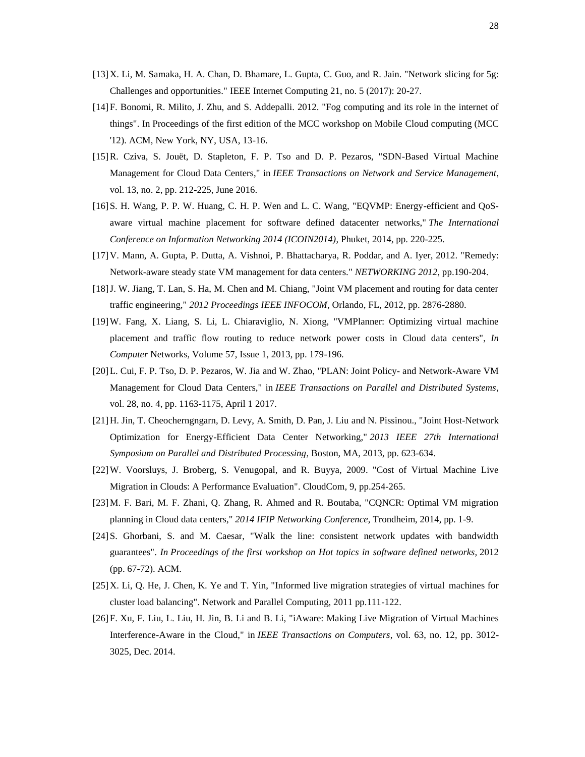[13] X. Li, M. Samaka, H. A. Chan, D. Bhamare, L. Gupta, C. Guo, and R. Jain. "Network slicing for 5g: Challenges and opportunities." IEEE Internet Computing 21, no. 5 (2017): 20-27.

[14] F. Bonomi, R. Milito, J. Zhu, and S. Addepalli. 2012. "Fog computing and its role in the internet of things". In Proceedings of the first edition of the MCC workshop on Mobile Cloud computing (MCC '12). ACM, New York, NY, USA, 13-16.

[15] R. Cziva, S. Jouët, D. Stapleton, F. P. Tso and D. P. Pezaros, "SDN-Based Virtual Machine Management for Cloud Data Centers," in *IEEE Transactions on Network and Service Management*, vol. 13, no. 2, pp. 212-225, June 2016.

[16] S. H. Wang, P. P. W. Huang, C. H. P. Wen and L. C. Wang, "EQVMP: Energy-efficient and QoS-aware virtual machine placement for software defined datacenter networks," *The International Conference on Information Networking 2014 (ICOIN2014)*, Phuket, 2014, pp. 220-225.

[17] V. Mann, A. Gupta, P. Dutta, A. Vishnoi, P. Bhattacharya, R. Poddar, and A. Iyer, 2012. "Remedy: Network-aware steady state VM management for data centers." *NETWORKING 2012*, pp.190-204.

[18] J. W. Jiang, T. Lan, S. Ha, M. Chen and M. Chiang, "Joint VM placement and routing for data center traffic engineering," *2012 Proceedings IEEE INFOCOM*, Orlando, FL, 2012, pp. 2876-2880.

[19] W. Fang, X. Liang, S. Li, L. Chiaraviglio, N. Xiong, "VMPlanner: Optimizing virtual machine placement and traffic flow routing to reduce network power costs in Cloud data centers", *In Computer* Networks, Volume 57, Issue 1, 2013, pp. 179-196.

[20] L. Cui, F. P. Tso, D. P. Pezaros, W. Jia and W. Zhao, "PLAN: Joint Policy- and Network-Aware VM Management for Cloud Data Centers," in *IEEE Transactions on Parallel and Distributed Systems*, vol. 28, no. 4, pp. 1163-1175, April 1 2017.

[21] H. Jin, T. Cheocherngngarn, D. Levy, A. Smith, D. Pan, J. Liu and N. Pissinou., "Joint Host-Network Optimization for Energy-Efficient Data Center Networking," *2013 IEEE 27th International Symposium on Parallel and Distributed Processing*, Boston, MA, 2013, pp. 623-634.

[22] W. Voorsluys, J. Broberg, S. Venugopal, and R. Buyya, 2009. "Cost of Virtual Machine Live Migration in Clouds: A Performance Evaluation". CloudCom, 9, pp.254-265.

[23] M. F. Bari, M. F. Zhani, Q. Zhang, R. Ahmed and R. Boutaba, "CQNCR: Optimal VM migration planning in Cloud data centers," *2014 IFIP Networking Conference*, Trondheim, 2014, pp. 1-9.

[24] S. Ghorbani, S. and M. Caesar, "Walk the line: consistent network updates with bandwidth guarantees". *In Proceedings of the first workshop on Hot topics in software defined networks,* 2012 (pp. 67-72). ACM.

[25] X. Li, Q. He, J. Chen, K. Ye and T. Yin, "Informed live migration strategies of virtual machines for cluster load balancing". Network and Parallel Computing, 2011 pp.111-122.

[26] F. Xu, F. Liu, L. Liu, H. Jin, B. Li and B. Li, "iAware: Making Live Migration of Virtual Machines Interference-Aware in the Cloud," in *IEEE Transactions on Computers*, vol. 63, no. 12, pp. 3012-3025, Dec. 2014.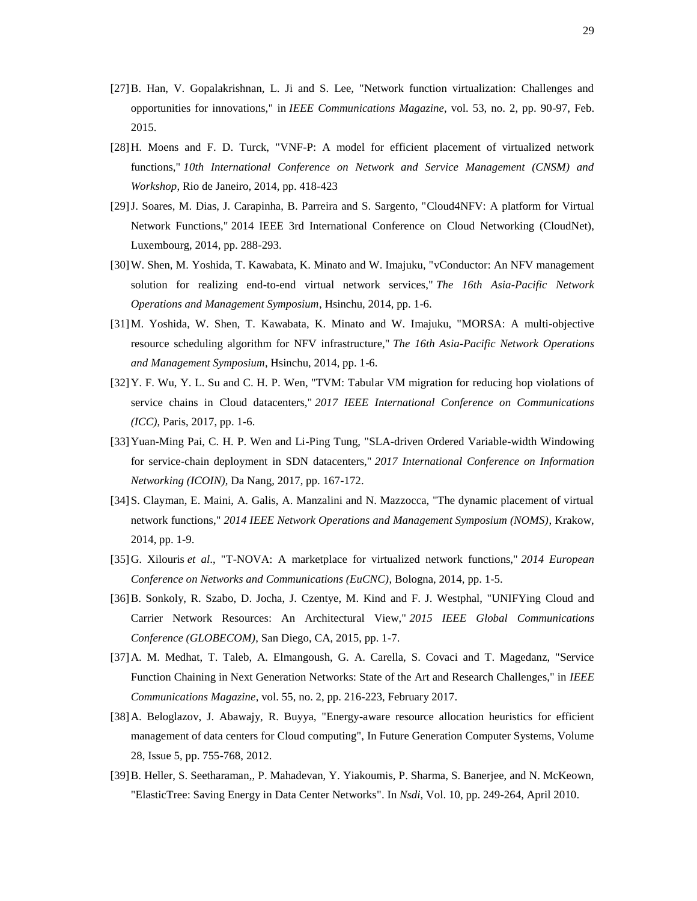[27] B. Han, V. Gopalakrishnan, L. Ji and S. Lee, "Network function virtualization: Challenges and opportunities for innovations," in *IEEE Communications Magazine*, vol. 53, no. 2, pp. 90-97, Feb. 2015.

[28] H. Moens and F. D. Turck, "VNF-P: A model for efficient placement of virtualized network functions," *10th International Conference on Network and Service Management (CNSM) and Workshop*, Rio de Janeiro, 2014, pp. 418-423

[29] J. Soares, M. Dias, J. Carapinha, B. Parreira and S. Sargento, "Cloud4NFV: A platform for Virtual Network Functions," 2014 IEEE 3rd International Conference on Cloud Networking (CloudNet), Luxembourg, 2014, pp. 288-293.

[30] W. Shen, M. Yoshida, T. Kawabata, K. Minato and W. Imajuku, "vConductor: An NFV management solution for realizing end-to-end virtual network services," *The 16th Asia-Pacific Network Operations and Management Symposium*, Hsinchu, 2014, pp. 1-6.

[31] M. Yoshida, W. Shen, T. Kawabata, K. Minato and W. Imajuku, "MORSA: A multi-objective resource scheduling algorithm for NFV infrastructure," *The 16th Asia-Pacific Network Operations and Management Symposium*, Hsinchu, 2014, pp. 1-6.

[32] Y. F. Wu, Y. L. Su and C. H. P. Wen, "TVM: Tabular VM migration for reducing hop violations of service chains in Cloud datacenters," *2017 IEEE International Conference on Communications (ICC)*, Paris, 2017, pp. 1-6.

[33] Yuan-Ming Pai, C. H. P. Wen and Li-Ping Tung, "SLA-driven Ordered Variable-width Windowing for service-chain deployment in SDN datacenters," *2017 International Conference on Information Networking (ICOIN)*, Da Nang, 2017, pp. 167-172.

[34] S. Clayman, E. Maini, A. Galis, A. Manzalini and N. Mazzocca, "The dynamic placement of virtual network functions," *2014 IEEE Network Operations and Management Symposium (NOMS)*, Krakow, 2014, pp. 1-9.

[35] G. Xilouris *et al*., "T-NOVA: A marketplace for virtualized network functions," *2014 European Conference on Networks and Communications (EuCNC)*, Bologna, 2014, pp. 1-5.

[36] B. Sonkoly, R. Szabo, D. Jocha, J. Czentye, M. Kind and F. J. Westphal, "UNIFYing Cloud and Carrier Network Resources: An Architectural View," *2015 IEEE Global Communications Conference (GLOBECOM)*, San Diego, CA, 2015, pp. 1-7.

[37] A. M. Medhat, T. Taleb, A. Elmangoush, G. A. Carella, S. Covaci and T. Magedanz, "Service Function Chaining in Next Generation Networks: State of the Art and Research Challenges," in *IEEE Communications Magazine*, vol. 55, no. 2, pp. 216-223, February 2017.

[38] A. Beloglazov, J. Abawajy, R. Buyya, "Energy-aware resource allocation heuristics for efficient management of data centers for Cloud computing", In Future Generation Computer Systems, Volume 28, Issue 5, pp. 755-768, 2012.

[39] B. Heller, S. Seetharaman,, P. Mahadevan, Y. Yiakoumis, P. Sharma, S. Banerjee, and N. McKeown, "ElasticTree: Saving Energy in Data Center Networks". In *Nsdi*, Vol. 10, pp. 249-264, April 2010.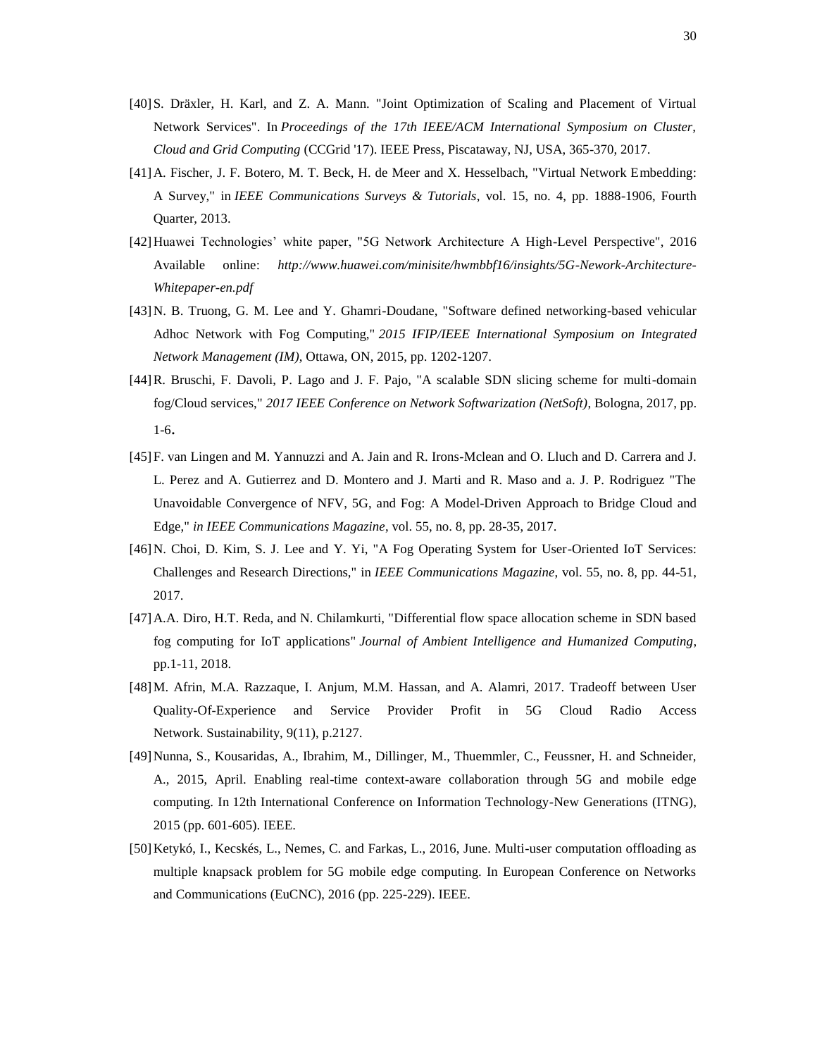[40] S. Dräxler, H. Karl, and Z. A. Mann. "Joint Optimization of Scaling and Placement of Virtual Network Services". In *Proceedings of the 17th IEEE/ACM International Symposium on Cluster, Cloud and Grid Computing* (CCGrid '17). IEEE Press, Piscataway, NJ, USA, 365-370, 2017.

[41] A. Fischer, J. F. Botero, M. T. Beck, H. de Meer and X. Hesselbach, "Virtual Network Embedding: A Survey," in *IEEE Communications Surveys & Tutorials*, vol. 15, no. 4, pp. 1888-1906, Fourth Quarter, 2013.

[42] Huawei Technologies' white paper, "5G Network Architecture A High-Level Perspective", 2016 Available online: *http://www.huawei.com/minisite/hwmbbf16/insights/5G-Nework-Architecture-Whitepaper-en.pdf*

[43] N. B. Truong, G. M. Lee and Y. Ghamri-Doudane, "Software defined networking-based vehicular Adhoc Network with Fog Computing," *2015 IFIP/IEEE International Symposium on Integrated Network Management (IM)*, Ottawa, ON, 2015, pp. 1202-1207.

[44] R. Bruschi, F. Davoli, P. Lago and J. F. Pajo, "A scalable SDN slicing scheme for multi-domain fog/Cloud services," *2017 IEEE Conference on Network Softwarization (NetSoft)*, Bologna, 2017, pp. 1-6.

[45] F. van Lingen and M. Yannuzzi and A. Jain and R. Irons-Mclean and O. Lluch and D. Carrera and J. L. Perez and A. Gutierrez and D. Montero and J. Marti and R. Maso and a. J. P. Rodriguez "The Unavoidable Convergence of NFV, 5G, and Fog: A Model-Driven Approach to Bridge Cloud and Edge," *in IEEE Communications Magazine*, vol. 55, no. 8, pp. 28-35, 2017.

[46] N. Choi, D. Kim, S. J. Lee and Y. Yi, "A Fog Operating System for User-Oriented IoT Services: Challenges and Research Directions," in *IEEE Communications Magazine*, vol. 55, no. 8, pp. 44-51, 2017.

[47] A.A. Diro, H.T. Reda, and N. Chilamkurti, "Differential flow space allocation scheme in SDN based fog computing for IoT applications" *Journal of Ambient Intelligence and Humanized Computing*, pp.1-11, 2018.

[48] M. Afrin, M.A. Razzaque, I. Anjum, M.M. Hassan, and A. Alamri, 2017. Tradeoff between User Quality-Of-Experience and Service Provider Profit in 5G Cloud Radio Access Network. Sustainability, 9(11), p.2127.

[49] Nunna, S., Kousaridas, A., Ibrahim, M., Dillinger, M., Thuemmler, C., Feussner, H. and Schneider, A., 2015, April. Enabling real-time context-aware collaboration through 5G and mobile edge computing. In 12th International Conference on Information Technology-New Generations (ITNG), 2015 (pp. 601-605). IEEE.

[50] Ketykó, I., Kecskés, L., Nemes, C. and Farkas, L., 2016, June. Multi-user computation offloading as multiple knapsack problem for 5G mobile edge computing. In European Conference on Networks and Communications (EuCNC), 2016 (pp. 225-229). IEEE.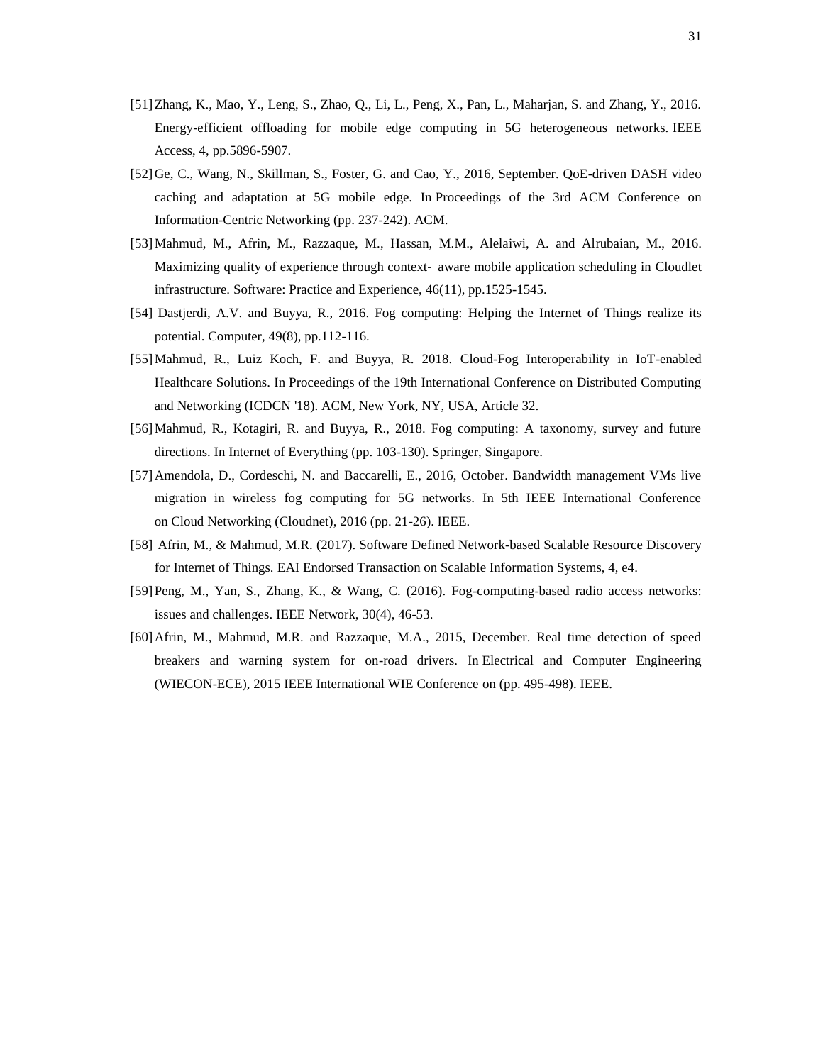[51] Zhang, K., Mao, Y., Leng, S., Zhao, Q., Li, L., Peng, X., Pan, L., Maharjan, S. and Zhang, Y., 2016. Energy-efficient offloading for mobile edge computing in 5G heterogeneous networks. IEEE Access, 4, pp.5896-5907.

[52] Ge, C., Wang, N., Skillman, S., Foster, G. and Cao, Y., 2016, September. QoE-driven DASH video caching and adaptation at 5G mobile edge. In Proceedings of the 3rd ACM Conference on Information-Centric Networking (pp. 237-242). ACM.

[53] Mahmud, M., Afrin, M., Razzaque, M., Hassan, M.M., Alelaiwi, A. and Alrubaian, M., 2016. Maximizing quality of experience through context‐ aware mobile application scheduling in Cloudlet infrastructure. Software: Practice and Experience, 46(11), pp.1525-1545.

[54] Dastjerdi, A.V. and Buyya, R., 2016. Fog computing: Helping the Internet of Things realize its potential. Computer, 49(8), pp.112-116.

[55] Mahmud, R., Luiz Koch, F. and Buyya, R. 2018. Cloud-Fog Interoperability in IoT-enabled Healthcare Solutions. In Proceedings of the 19th International Conference on Distributed Computing and Networking (ICDCN '18). ACM, New York, NY, USA, Article 32.

[56] Mahmud, R., Kotagiri, R. and Buyya, R., 2018. Fog computing: A taxonomy, survey and future directions. In Internet of Everything (pp. 103-130). Springer, Singapore.

[57] Amendola, D., Cordeschi, N. and Baccarelli, E., 2016, October. Bandwidth management VMs live migration in wireless fog computing for 5G networks. In 5th IEEE International Conference on Cloud Networking (Cloudnet), 2016 (pp. 21-26). IEEE.

[58] Afrin, M., & Mahmud, M.R. (2017). Software Defined Network-based Scalable Resource Discovery for Internet of Things. EAI Endorsed Transaction on Scalable Information Systems, 4, e4.

[59] Peng, M., Yan, S., Zhang, K., & Wang, C. (2016). Fog-computing-based radio access networks: issues and challenges. IEEE Network, 30(4), 46-53.

[60] Afrin, M., Mahmud, M.R. and Razzaque, M.A., 2015, December. Real time detection of speed breakers and warning system for on-road drivers. In Electrical and Computer Engineering (WIECON-ECE), 2015 IEEE International WIE Conference on (pp. 495-498). IEEE.